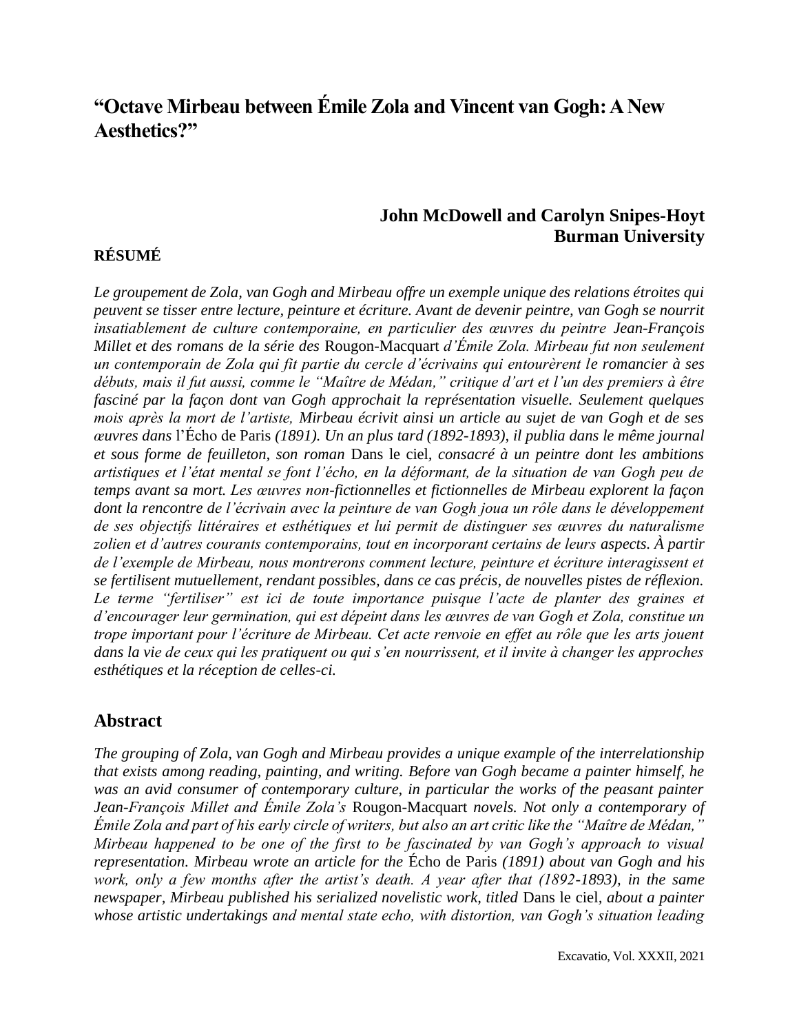# "Octave Mirbeau between Émile Zola and Vincent van Gogh: A New Aesthetics?"

**John McDowell and Carolyn Snipes-Hoyt**
**Burman University**

### RÉSUMÉ

*Le groupement de Zola, van Gogh and Mirbeau offre un exemple unique des relations étroites qui peuvent se tisser entre lecture, peinture et écriture. Avant de devenir peintre, van Gogh se nourrit insatiablement de culture contemporaine, en particulier des œuvres du peintre Jean-François Millet et des romans de la série des* Rougon-Macquart *d'Émile Zola. Mirbeau fut non seulement un contemporain de Zola qui fit partie du cercle d'écrivains qui entourèrent le romancier à ses débuts, mais il fut aussi, comme le "Maître de Médan," critique d'art et l'un des premiers à être fasciné par la façon dont van Gogh approchait la représentation visuelle. Seulement quelques mois après la mort de l'artiste, Mirbeau écrivit ainsi un article au sujet de van Gogh et de ses œuvres dans* l'Écho de Paris *(1891). Un an plus tard (1892-1893), il publia dans le même journal et sous forme de feuilleton, son roman* Dans le ciel, *consacré à un peintre dont les ambitions artistiques et l'état mental se font l'écho, en la déformant, de la situation de van Gogh peu de temps avant sa mort. Les œuvres non-fictionnelles et fictionnelles de Mirbeau explorent la façon dont la rencontre de l'écrivain avec la peinture de van Gogh joua un rôle dans le développement de ses objectifs littéraires et esthétiques et lui permit de distinguer ses œuvres du naturalisme zolien et d'autres courants contemporains, tout en incorporant certains de leurs aspects. À partir de l'exemple de Mirbeau, nous montrerons comment lecture, peinture et écriture interagissent et se fertilisent mutuellement, rendant possibles, dans ce cas précis, de nouvelles pistes de réflexion. Le terme "fertiliser" est ici de toute importance puisque l'acte de planter des graines et d'encourager leur germination, qui est dépeint dans les œuvres de van Gogh et Zola, constitue un trope important pour l'écriture de Mirbeau. Cet acte renvoie en effet au rôle que les arts jouent dans la vie de ceux qui les pratiquent ou qui s'en nourrissent, et il invite à changer les approches esthétiques et la réception de celles-ci.*

## Abstract

*The grouping of Zola, van Gogh and Mirbeau provides a unique example of the interrelationship that exists among reading, painting, and writing. Before van Gogh became a painter himself, he was an avid consumer of contemporary culture, in particular the works of the peasant painter Jean-François Millet and Émile Zola's* Rougon-Macquart *novels. Not only a contemporary of Émile Zola and part of his early circle of writers, but also an art critic like the "Maître de Médan," Mirbeau happened to be one of the first to be fascinated by van Gogh's approach to visual representation. Mirbeau wrote an article for the* Écho de Paris *(1891) about van Gogh and his work, only a few months after the artist's death. A year after that (1892-1893), in the same newspaper, Mirbeau published his serialized novelistic work, titled* Dans le ciel, *about a painter whose artistic undertakings and mental state echo, with distortion, van Gogh's situation leading*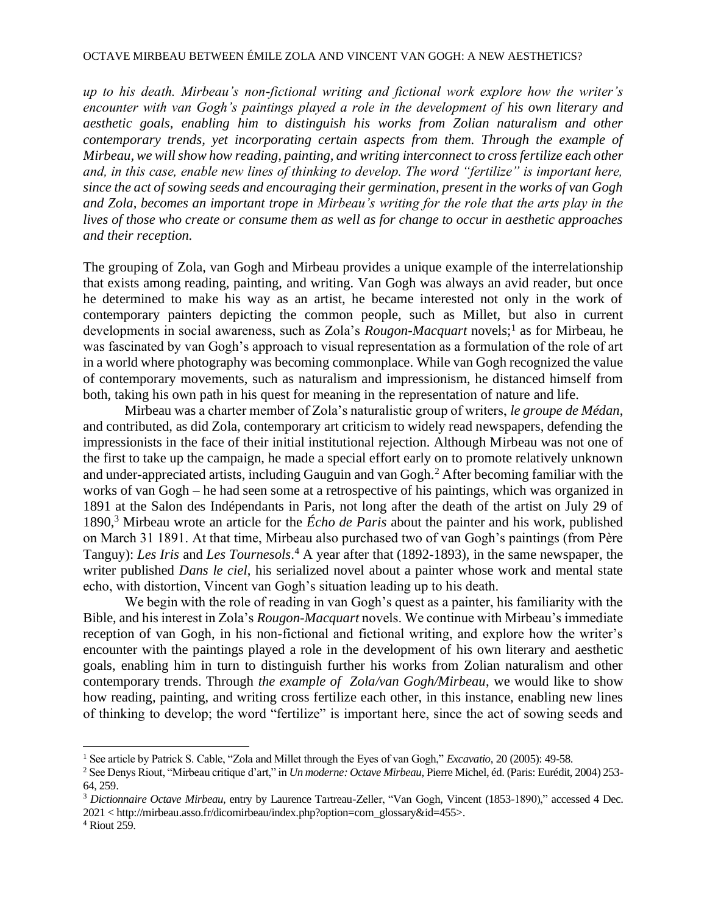*up to his death. Mirbeau's non-fictional writing and fictional work explore how the writer's encounter with van Gogh's paintings played a role in the development of his own literary and aesthetic goals, enabling him to distinguish his works from Zolian naturalism and other contemporary trends, yet incorporating certain aspects from them. Through the example of Mirbeau, we will show how reading, painting, and writing interconnect to cross fertilize each other and, in this case, enable new lines of thinking to develop. The word "fertilize" is important here, since the act of sowing seeds and encouraging their germination, present in the works of van Gogh and Zola, becomes an important trope in Mirbeau's writing for the role that the arts play in the lives of those who create or consume them as well as for change to occur in aesthetic approaches and their reception.*

The grouping of Zola, van Gogh and Mirbeau provides a unique example of the interrelationship that exists among reading, painting, and writing. Van Gogh was always an avid reader, but once he determined to make his way as an artist, he became interested not only in the work of contemporary painters depicting the common people, such as Millet, but also in current developments in social awareness, such as Zola's *Rougon-Macquart* novels;[1] as for Mirbeau, he was fascinated by van Gogh's approach to visual representation as a formulation of the role of art in a world where photography was becoming commonplace. While van Gogh recognized the value of contemporary movements, such as naturalism and impressionism, he distanced himself from both, taking his own path in his quest for meaning in the representation of nature and life.

Mirbeau was a charter member of Zola's naturalistic group of writers, *le groupe de Médan*, and contributed, as did Zola, contemporary art criticism to widely read newspapers, defending the impressionists in the face of their initial institutional rejection. Although Mirbeau was not one of the first to take up the campaign, he made a special effort early on to promote relatively unknown and under-appreciated artists, including Gauguin and van Gogh.[2] After becoming familiar with the works of van Gogh – he had seen some at a retrospective of his paintings, which was organized in 1891 at the Salon des Indépendants in Paris, not long after the death of the artist on July 29 of 1890,[3] Mirbeau wrote an article for the *Écho de Paris* about the painter and his work, published on March 31 1891. At that time, Mirbeau also purchased two of van Gogh's paintings (from Père Tanguy): *Les Iris* and *Les Tournesols*.[4] A year after that (1892-1893), in the same newspaper, the writer published *Dans le ciel*, his serialized novel about a painter whose work and mental state echo, with distortion, Vincent van Gogh's situation leading up to his death.

We begin with the role of reading in van Gogh's quest as a painter, his familiarity with the Bible, and his interest in Zola's *Rougon-Macquart* novels. We continue with Mirbeau's immediate reception of van Gogh, in his non-fictional and fictional writing, and explore how the writer's encounter with the paintings played a role in the development of his own literary and aesthetic goals, enabling him in turn to distinguish further his works from Zolian naturalism and other contemporary trends. Through *the example of Zola/van Gogh/Mirbeau*, we would like to show how reading, painting, and writing cross fertilize each other, in this instance, enabling new lines of thinking to develop; the word "fertilize" is important here, since the act of sowing seeds and

---

[1] See article by Patrick S. Cable, "Zola and Millet through the Eyes of van Gogh," *Excavatio*, 20 (2005): 49-58.

[2] See Denys Riout, "Mirbeau critique d'art," in *Un moderne: Octave Mirbeau*, Pierre Michel, éd. (Paris: Eurédit, 2004) 253-64, 259.

[3] *Dictionnaire Octave Mirbeau*, entry by Laurence Tartreau-Zeller, "Van Gogh, Vincent (1853-1890)," accessed 4 Dec. 2021 < http://mirbeau.asso.fr/dicomirbeau/index.php?option=com_glossary&id=455>.

[4] Riout 259.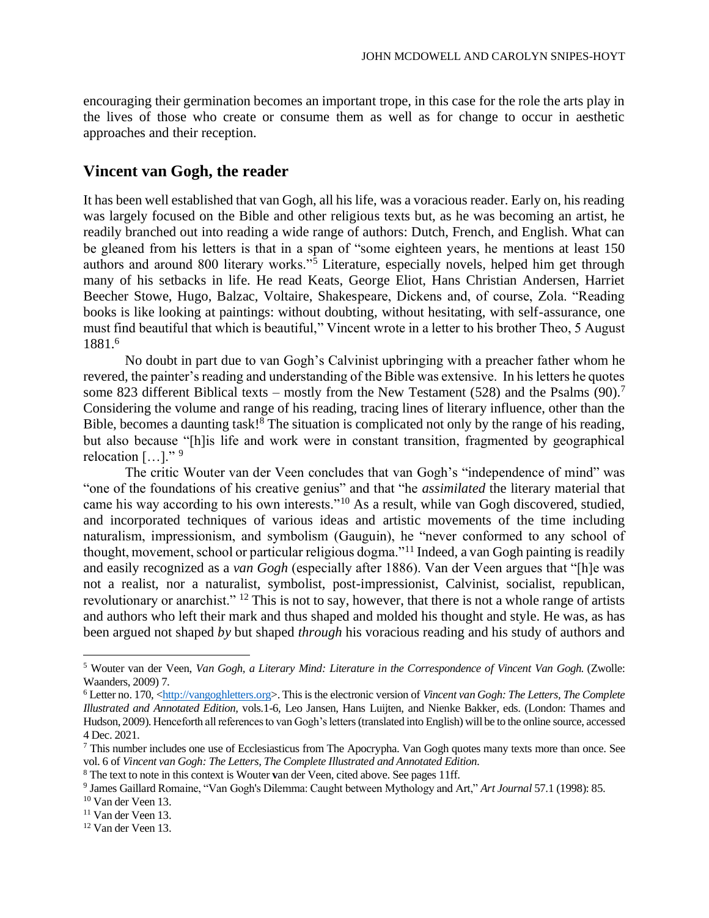encouraging their germination becomes an important trope, in this case for the role the arts play in the lives of those who create or consume them as well as for change to occur in aesthetic approaches and their reception.

## Vincent van Gogh, the reader

It has been well established that van Gogh, all his life, was a voracious reader. Early on, his reading was largely focused on the Bible and other religious texts but, as he was becoming an artist, he readily branched out into reading a wide range of authors: Dutch, French, and English. What can be gleaned from his letters is that in a span of "some eighteen years, he mentions at least 150 authors and around 800 literary works."[5] Literature, especially novels, helped him get through many of his setbacks in life. He read Keats, George Eliot, Hans Christian Andersen, Harriet Beecher Stowe, Hugo, Balzac, Voltaire, Shakespeare, Dickens and, of course, Zola. "Reading books is like looking at paintings: without doubting, without hesitating, with self-assurance, one must find beautiful that which is beautiful," Vincent wrote in a letter to his brother Theo, 5 August 1881.[6]

No doubt in part due to van Gogh's Calvinist upbringing with a preacher father whom he revered, the painter's reading and understanding of the Bible was extensive. In his letters he quotes some 823 different Biblical texts – mostly from the New Testament (528) and the Psalms (90).[7] Considering the volume and range of his reading, tracing lines of literary influence, other than the Bible, becomes a daunting task![8] The situation is complicated not only by the range of his reading, but also because "[h]is life and work were in constant transition, fragmented by geographical relocation […]." [9]

The critic Wouter van der Veen concludes that van Gogh's "independence of mind" was "one of the foundations of his creative genius" and that "he *assimilated* the literary material that came his way according to his own interests."[10] As a result, while van Gogh discovered, studied, and incorporated techniques of various ideas and artistic movements of the time including naturalism, impressionism, and symbolism (Gauguin), he "never conformed to any school of thought, movement, school or particular religious dogma."[11] Indeed, a van Gogh painting is readily and easily recognized as a *van Gogh* (especially after 1886). Van der Veen argues that "[h]e was not a realist, nor a naturalist, symbolist, post-impressionist, Calvinist, socialist, republican, revolutionary or anarchist." [12] This is not to say, however, that there is not a whole range of artists and authors who left their mark and thus shaped and molded his thought and style. He was, as has been argued not shaped *by* but shaped *through* his voracious reading and his study of authors and

---

[5] Wouter van der Veen, *Van Gogh, a Literary Mind: Literature in the Correspondence of Vincent Van Gogh.* (Zwolle: Waanders, 2009) 7.

[6] Letter no. 170, <http://vangoghletters.org>. This is the electronic version of *Vincent van Gogh: The Letters, The Complete Illustrated and Annotated Edition,* vols.1-6, Leo Jansen, Hans Luijten, and Nienke Bakker, eds. (London: Thames and Hudson, 2009). Henceforth all references to van Gogh's letters (translated into English) will be to the online source, accessed 4 Dec. 2021.

[7] This number includes one use of Ecclesiasticus from The Apocrypha. Van Gogh quotes many texts more than once. See vol. 6 of *Vincent van Gogh: The Letters, The Complete Illustrated and Annotated Edition.*

[8] The text to note in this context is Wouter van der Veen, cited above. See pages 11ff.

[9] James Gaillard Romaine, "Van Gogh's Dilemma: Caught between Mythology and Art," *Art Journal* 57.1 (1998): 85.

[10] Van der Veen 13.

[11] Van der Veen 13.

[12] Van der Veen 13.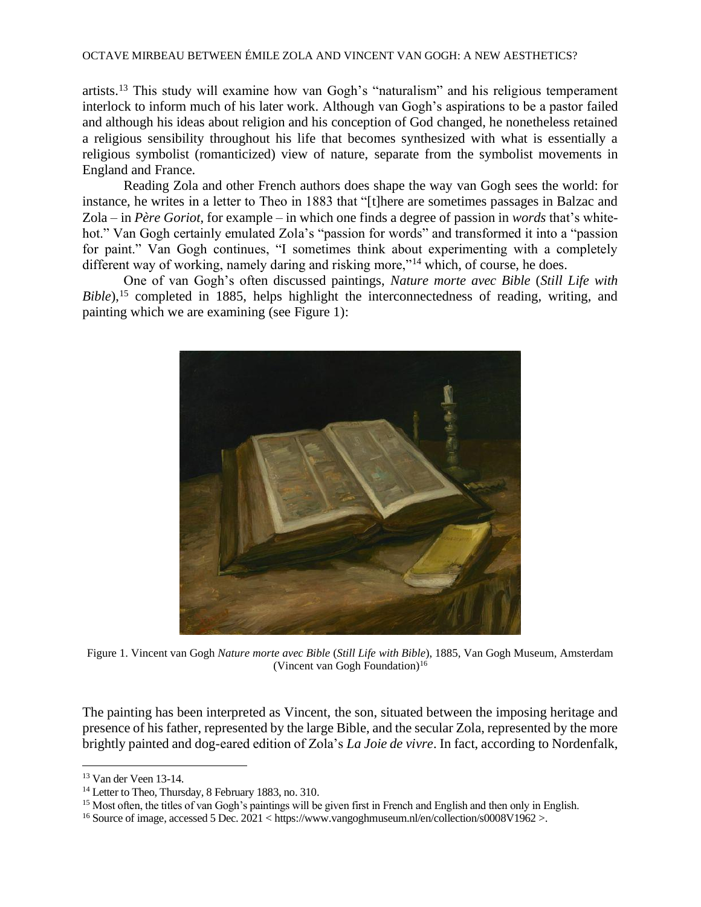artists.[13] This study will examine how van Gogh's "naturalism" and his religious temperament interlock to inform much of his later work. Although van Gogh's aspirations to be a pastor failed and although his ideas about religion and his conception of God changed, he nonetheless retained a religious sensibility throughout his life that becomes synthesized with what is essentially a religious symbolist (romanticized) view of nature, separate from the symbolist movements in England and France.

Reading Zola and other French authors does shape the way van Gogh sees the world: for instance, he writes in a letter to Theo in 1883 that "[t]here are sometimes passages in Balzac and Zola – in *Père Goriot*, for example – in which one finds a degree of passion in *words* that's white-hot." Van Gogh certainly emulated Zola's "passion for words" and transformed it into a "passion for paint." Van Gogh continues, "I sometimes think about experimenting with a completely different way of working, namely daring and risking more,"[14] which, of course, he does.

One of van Gogh's often discussed paintings, *Nature morte avec Bible* (*Still Life with Bible*),[15] completed in 1885, helps highlight the interconnectedness of reading, writing, and painting which we are examining (see Figure 1):

Figure 1. Vincent van Gogh *Nature morte avec Bible* (*Still Life with Bible*), 1885, Van Gogh Museum, Amsterdam (Vincent van Gogh Foundation)[16]

The painting has been interpreted as Vincent, the son, situated between the imposing heritage and presence of his father, represented by the large Bible, and the secular Zola, represented by the more brightly painted and dog-eared edition of Zola's *La Joie de vivre*. In fact, according to Nordenfalk,

---

[13] Van der Veen 13-14.

[14] Letter to Theo, Thursday, 8 February 1883, no. 310.

[15] Most often, the titles of van Gogh's paintings will be given first in French and English and then only in English.

[16] Source of image, accessed 5 Dec. 2021 < https://www.vangoghmuseum.nl/en/collection/s0008V1962 >.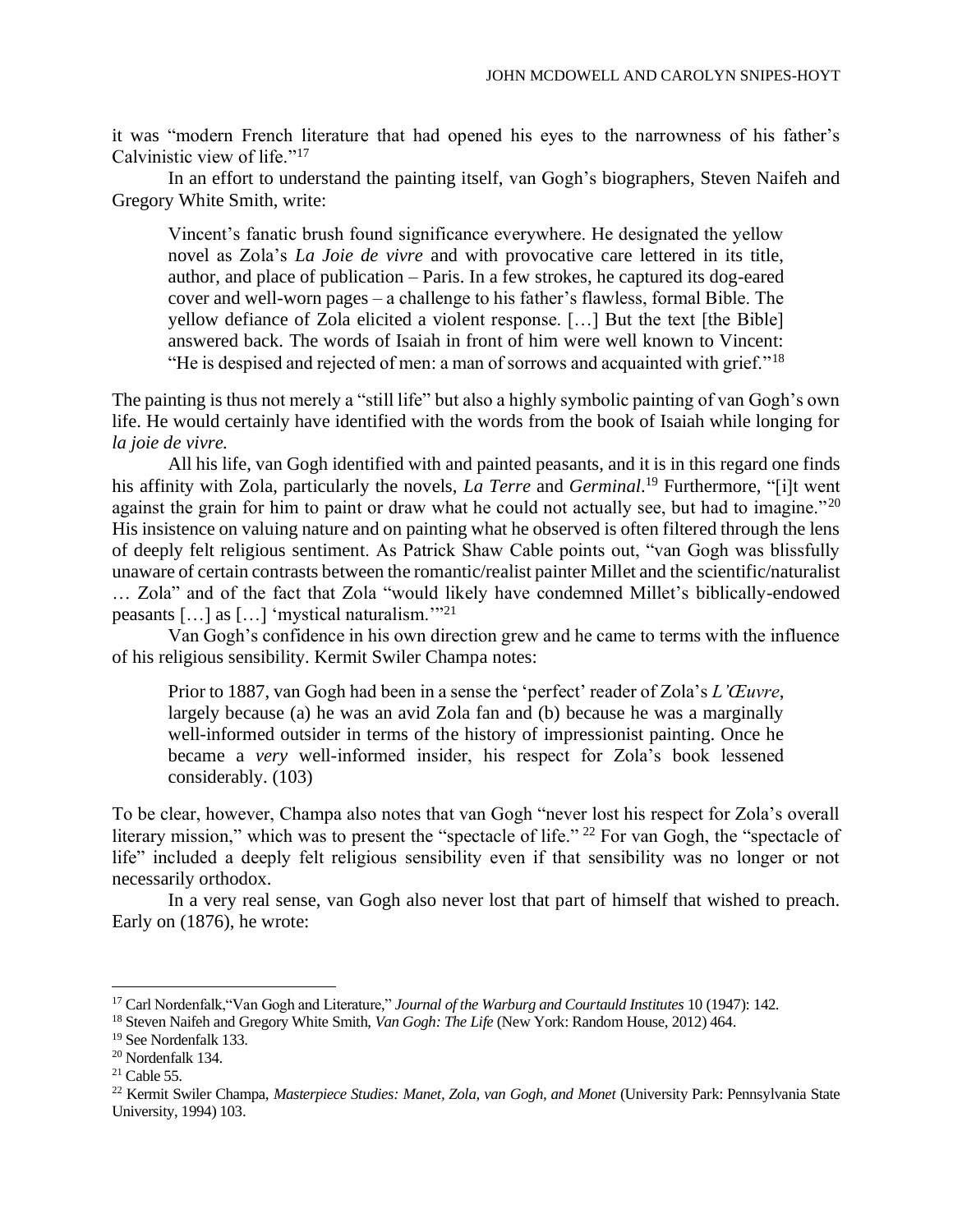it was "modern French literature that had opened his eyes to the narrowness of his father's Calvinistic view of life."[17]

In an effort to understand the painting itself, van Gogh's biographers, Steven Naifeh and Gregory White Smith, write:

> Vincent's fanatic brush found significance everywhere. He designated the yellow novel as Zola's *La Joie de vivre* and with provocative care lettered in its title, author, and place of publication – Paris. In a few strokes, he captured its dog-eared cover and well-worn pages – a challenge to his father's flawless, formal Bible. The yellow defiance of Zola elicited a violent response. […] But the text [the Bible] answered back. The words of Isaiah in front of him were well known to Vincent: "He is despised and rejected of men: a man of sorrows and acquainted with grief."[18]

The painting is thus not merely a "still life" but also a highly symbolic painting of van Gogh's own life. He would certainly have identified with the words from the book of Isaiah while longing for *la joie de vivre.*

All his life, van Gogh identified with and painted peasants, and it is in this regard one finds his affinity with Zola, particularly the novels, *La Terre* and *Germinal*.[19] Furthermore, "[i]t went against the grain for him to paint or draw what he could not actually see, but had to imagine."[20] His insistence on valuing nature and on painting what he observed is often filtered through the lens of deeply felt religious sentiment. As Patrick Shaw Cable points out, "van Gogh was blissfully unaware of certain contrasts between the romantic/realist painter Millet and the scientific/naturalist … Zola" and of the fact that Zola "would likely have condemned Millet's biblically-endowed peasants […] as […] 'mystical naturalism.'"[21]

Van Gogh's confidence in his own direction grew and he came to terms with the influence of his religious sensibility. Kermit Swiler Champa notes:

> Prior to 1887, van Gogh had been in a sense the 'perfect' reader of Zola's *L'Œuvre*, largely because (a) he was an avid Zola fan and (b) because he was a marginally well-informed outsider in terms of the history of impressionist painting. Once he became a *very* well-informed insider, his respect for Zola's book lessened considerably. (103)

To be clear, however, Champa also notes that van Gogh "never lost his respect for Zola's overall literary mission," which was to present the "spectacle of life."[22] For van Gogh, the "spectacle of life" included a deeply felt religious sensibility even if that sensibility was no longer or not necessarily orthodox.

In a very real sense, van Gogh also never lost that part of himself that wished to preach. Early on (1876), he wrote:

---

[17] Carl Nordenfalk,"Van Gogh and Literature," *Journal of the Warburg and Courtauld Institutes* 10 (1947): 142.

[18] Steven Naifeh and Gregory White Smith, *Van Gogh: The Life* (New York: Random House, 2012) 464.

[19] See Nordenfalk 133.

[20] Nordenfalk 134.

[21] Cable 55.

[22] Kermit Swiler Champa, *Masterpiece Studies: Manet, Zola, van Gogh, and Monet* (University Park: Pennsylvania State University, 1994) 103.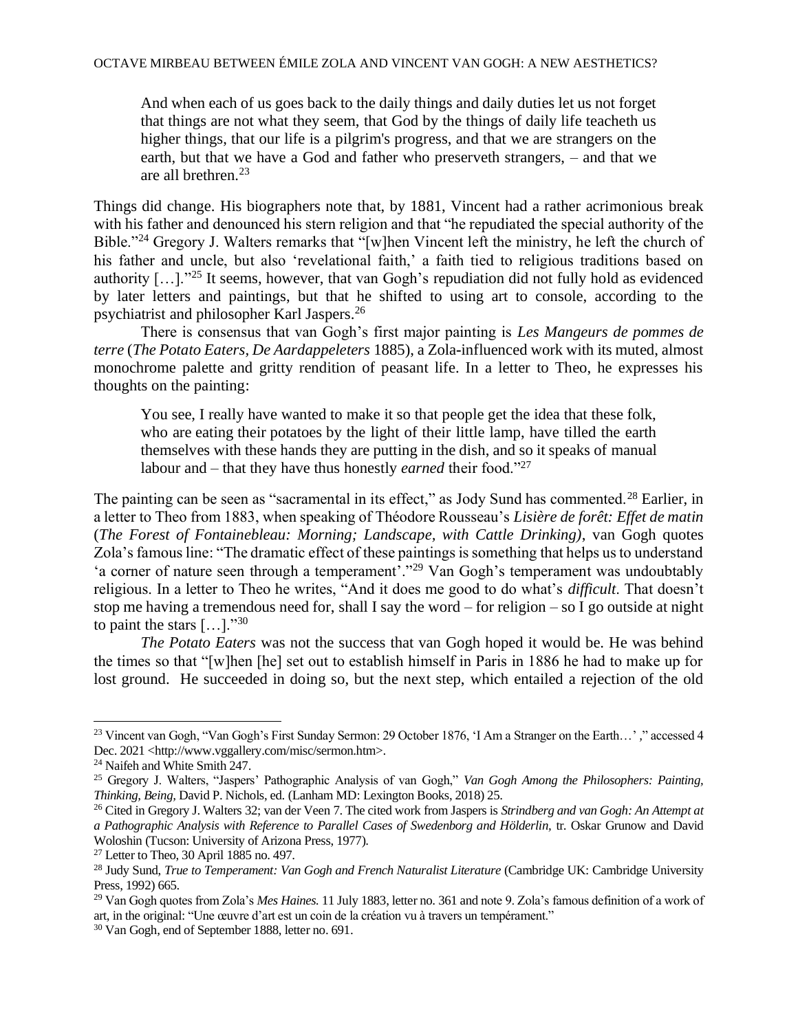> And when each of us goes back to the daily things and daily duties let us not forget that things are not what they seem, that God by the things of daily life teacheth us higher things, that our life is a pilgrim's progress, and that we are strangers on the earth, but that we have a God and father who preserveth strangers, – and that we are all brethren.[23]

Things did change. His biographers note that, by 1881, Vincent had a rather acrimonious break with his father and denounced his stern religion and that "he repudiated the special authority of the Bible."[24] Gregory J. Walters remarks that "[w]hen Vincent left the ministry, he left the church of his father and uncle, but also 'revelational faith,' a faith tied to religious traditions based on authority […]."[25] It seems, however, that van Gogh's repudiation did not fully hold as evidenced by later letters and paintings, but that he shifted to using art to console, according to the psychiatrist and philosopher Karl Jaspers.[26]

There is consensus that van Gogh's first major painting is *Les Mangeurs de pommes de terre* (*The Potato Eaters*, *De Aardappeleters* 1885), a Zola-influenced work with its muted, almost monochrome palette and gritty rendition of peasant life. In a letter to Theo, he expresses his thoughts on the painting:

> You see, I really have wanted to make it so that people get the idea that these folk, who are eating their potatoes by the light of their little lamp, have tilled the earth themselves with these hands they are putting in the dish, and so it speaks of manual labour and – that they have thus honestly *earned* their food."[27]

The painting can be seen as "sacramental in its effect," as Jody Sund has commented.[28] Earlier, in a letter to Theo from 1883, when speaking of Théodore Rousseau's *Lisière de forêt: Effet de matin* (*The Forest of Fontainebleau: Morning; Landscape, with Cattle Drinking)*, van Gogh quotes Zola's famous line: "The dramatic effect of these paintings is something that helps us to understand 'a corner of nature seen through a temperament'."[29] Van Gogh's temperament was undoubtably religious. In a letter to Theo he writes, "And it does me good to do what's *difficult*. That doesn't stop me having a tremendous need for, shall I say the word – for religion – so I go outside at night to paint the stars […]."[30]

*The Potato Eaters* was not the success that van Gogh hoped it would be. He was behind the times so that "[w]hen [he] set out to establish himself in Paris in 1886 he had to make up for lost ground. He succeeded in doing so, but the next step, which entailed a rejection of the old

---

[23] Vincent van Gogh, "Van Gogh's First Sunday Sermon: 29 October 1876, 'I Am a Stranger on the Earth…' ," accessed 4 Dec. 2021 <http://www.vggallery.com/misc/sermon.htm>.

[24] Naifeh and White Smith 247.

[25] Gregory J. Walters, "Jaspers' Pathographic Analysis of van Gogh," *Van Gogh Among the Philosophers: Painting, Thinking, Being,* David P. Nichols, ed. (Lanham MD: Lexington Books, 2018) 25.

[26] Cited in Gregory J. Walters 32; van der Veen 7. The cited work from Jaspers is *Strindberg and van Gogh: An Attempt at a Pathographic Analysis with Reference to Parallel Cases of Swedenborg and Hölderlin,* tr. Oskar Grunow and David Woloshin (Tucson: University of Arizona Press, 1977).

[27] Letter to Theo, 30 April 1885 no. 497.

[28] Judy Sund, *True to Temperament: Van Gogh and French Naturalist Literature* (Cambridge UK: Cambridge University Press, 1992) 665.

[29] Van Gogh quotes from Zola's *Mes Haines.* 11 July 1883, letter no. 361 and note 9. Zola's famous definition of a work of art, in the original: "Une œuvre d'art est un coin de la création vu à travers un tempérament."

[30] Van Gogh, end of September 1888, letter no. 691.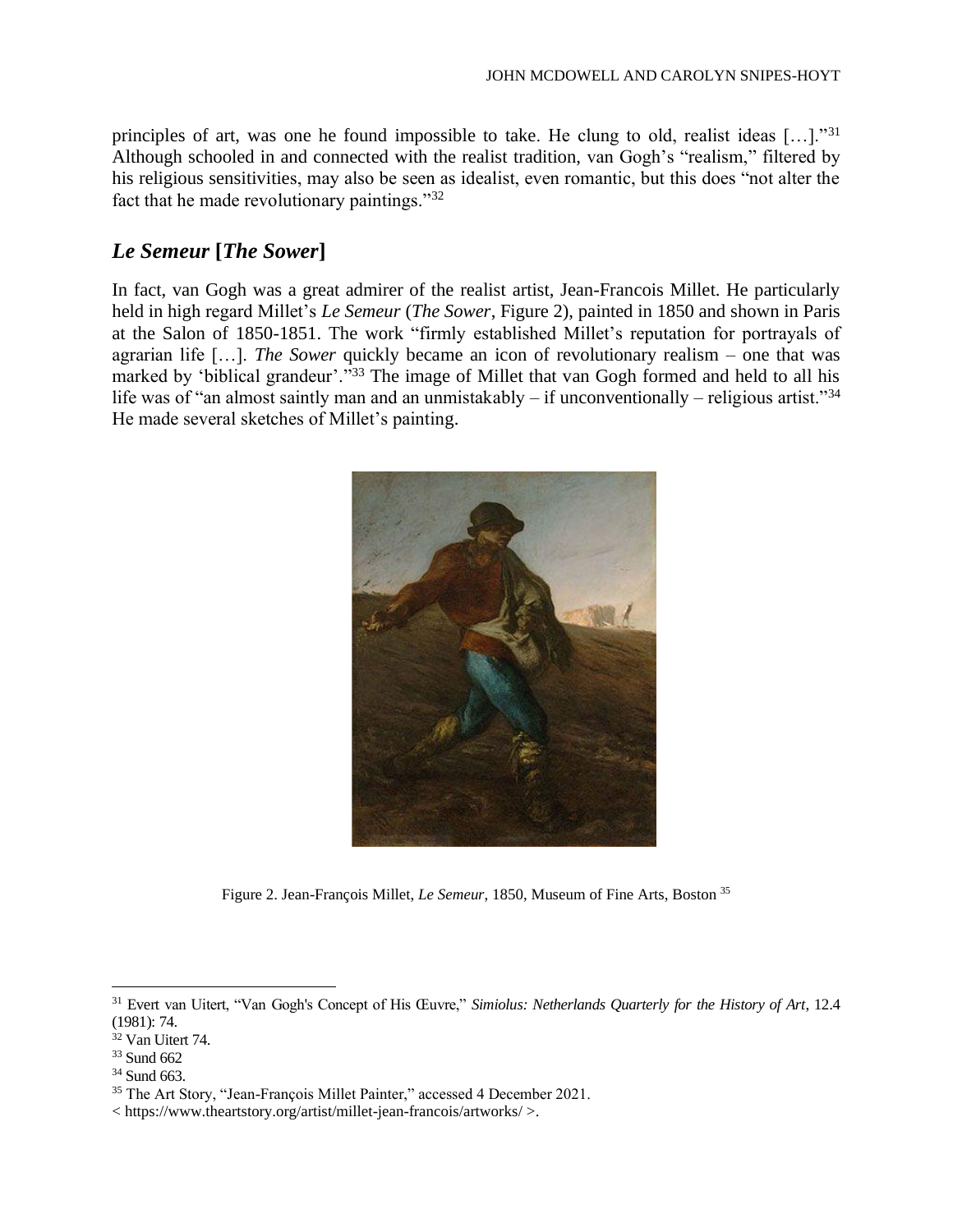principles of art, was one he found impossible to take. He clung to old, realist ideas […]."[31] Although schooled in and connected with the realist tradition, van Gogh's "realism," filtered by his religious sensitivities, may also be seen as idealist, even romantic, but this does "not alter the fact that he made revolutionary paintings."[32]

## *Le Semeur* [*The Sower*]

In fact, van Gogh was a great admirer of the realist artist, Jean-Francois Millet. He particularly held in high regard Millet's *Le Semeur* (*The Sower*, Figure 2), painted in 1850 and shown in Paris at the Salon of 1850-1851. The work "firmly established Millet's reputation for portrayals of agrarian life […]. *The Sower* quickly became an icon of revolutionary realism – one that was marked by 'biblical grandeur'."[33] The image of Millet that van Gogh formed and held to all his life was of "an almost saintly man and an unmistakably – if unconventionally – religious artist."[34] He made several sketches of Millet's painting.

Figure 2. Jean-François Millet, *Le Semeur*, 1850, Museum of Fine Arts, Boston [35]

---

[31] Evert van Uitert, "Van Gogh's Concept of His Œuvre," *Simiolus: Netherlands Quarterly for the History of Art*, 12.4 (1981): 74.

[32] Van Uitert 74.

[33] Sund 662

[34] Sund 663.

[35] The Art Story, "Jean-François Millet Painter," accessed 4 December 2021.
< https://www.theartstory.org/artist/millet-jean-francois/artworks/ >.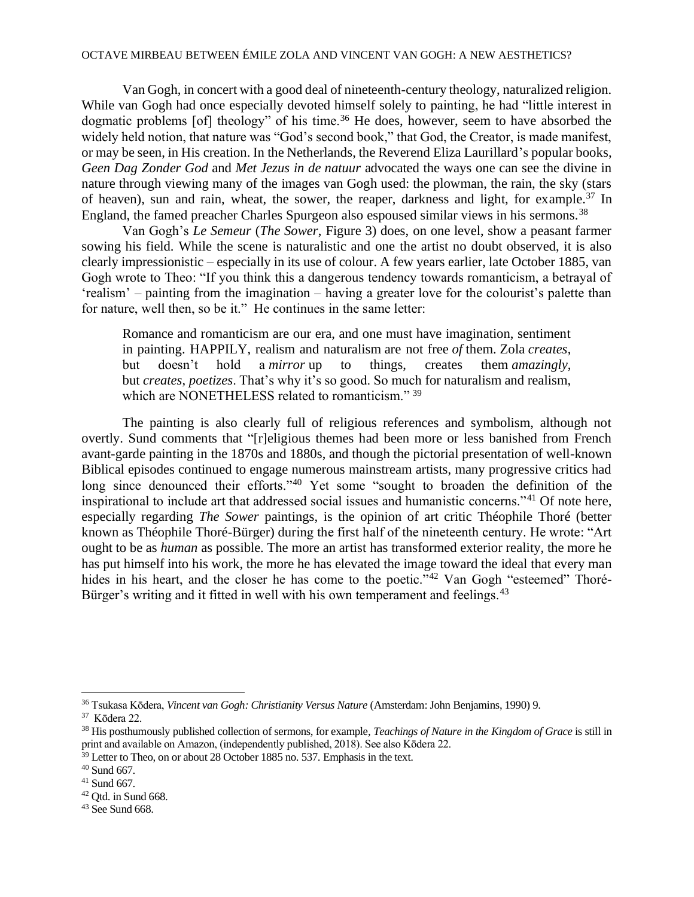Van Gogh, in concert with a good deal of nineteenth-century theology, naturalized religion. While van Gogh had once especially devoted himself solely to painting, he had "little interest in dogmatic problems [of] theology" of his time.[36] He does, however, seem to have absorbed the widely held notion, that nature was "God's second book," that God, the Creator, is made manifest, or may be seen, in His creation. In the Netherlands, the Reverend Eliza Laurillard's popular books, *Geen Dag Zonder God* and *Met Jezus in de natuur* advocated the ways one can see the divine in nature through viewing many of the images van Gogh used: the plowman, the rain, the sky (stars of heaven), sun and rain, wheat, the sower, the reaper, darkness and light, for example.[37] In England, the famed preacher Charles Spurgeon also espoused similar views in his sermons.[38]

Van Gogh's *Le Semeur* (*The Sower*, Figure 3) does, on one level, show a peasant farmer sowing his field. While the scene is naturalistic and one the artist no doubt observed, it is also clearly impressionistic – especially in its use of colour. A few years earlier, late October 1885, van Gogh wrote to Theo: "If you think this a dangerous tendency towards romanticism, a betrayal of 'realism' – painting from the imagination – having a greater love for the colourist's palette than for nature, well then, so be it." He continues in the same letter:

> Romance and romanticism are our era, and one must have imagination, sentiment in painting. HAPPILY, realism and naturalism are not free *of* them. Zola *creates*, but doesn't hold a *mirror* up to things, creates them *amazingly*, but *creates, poetizes*. That's why it's so good. So much for naturalism and realism, which are NONETHELESS related to romanticism." [39]

The painting is also clearly full of religious references and symbolism, although not overtly. Sund comments that "[r]eligious themes had been more or less banished from French avant-garde painting in the 1870s and 1880s, and though the pictorial presentation of well-known Biblical episodes continued to engage numerous mainstream artists, many progressive critics had long since denounced their efforts."[40] Yet some "sought to broaden the definition of the inspirational to include art that addressed social issues and humanistic concerns."[41] Of note here, especially regarding *The Sower* paintings, is the opinion of art critic Théophile Thoré (better known as Théophile Thoré-Bürger) during the first half of the nineteenth century. He wrote: "Art ought to be as *human* as possible. The more an artist has transformed exterior reality, the more he has put himself into his work, the more he has elevated the image toward the ideal that every man hides in his heart, and the closer he has come to the poetic."[42] Van Gogh "esteemed" Thoré-Bürger's writing and it fitted in well with his own temperament and feelings.[43]

---

[36] Tsukasa Kōdera, *Vincent van Gogh: Christianity Versus Nature* (Amsterdam: John Benjamins, 1990) 9.

[37] Kōdera 22.

[38] His posthumously published collection of sermons, for example, *Teachings of Nature in the Kingdom of Grace* is still in print and available on Amazon, (independently published, 2018). See also Kōdera 22.

[39] Letter to Theo, on or about 28 October 1885 no. 537. Emphasis in the text.

[40] Sund 667.

[41] Sund 667.

[42] Qtd. in Sund 668.

[43] See Sund 668.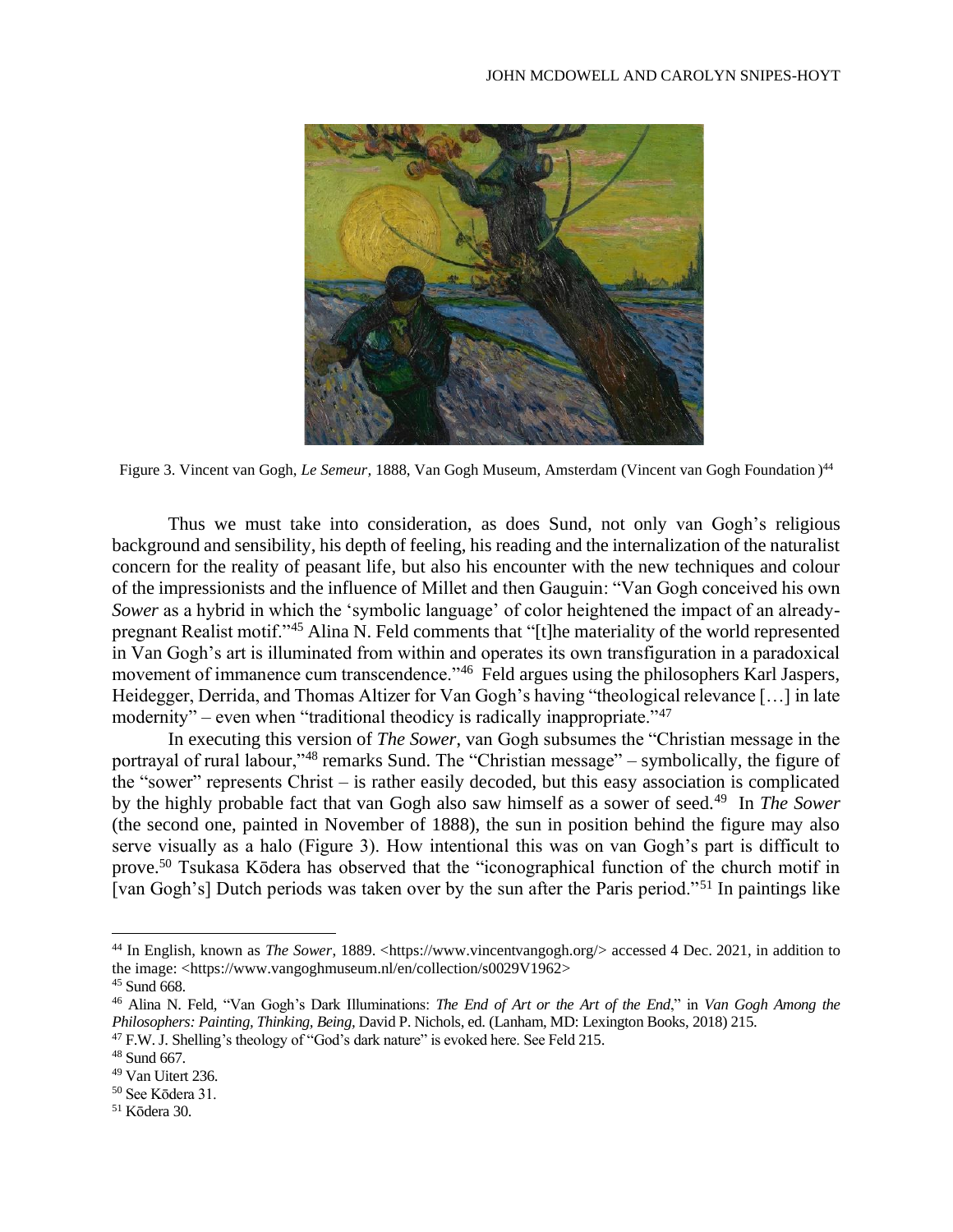Figure 3. Vincent van Gogh, *Le Semeur*, 1888, Van Gogh Museum, Amsterdam (Vincent van Gogh Foundation )[44]

Thus we must take into consideration, as does Sund, not only van Gogh's religious background and sensibility, his depth of feeling, his reading and the internalization of the naturalist concern for the reality of peasant life, but also his encounter with the new techniques and colour of the impressionists and the influence of Millet and then Gauguin: "Van Gogh conceived his own *Sower* as a hybrid in which the 'symbolic language' of color heightened the impact of an already-pregnant Realist motif."[45] Alina N. Feld comments that "[t]he materiality of the world represented in Van Gogh's art is illuminated from within and operates its own transfiguration in a paradoxical movement of immanence cum transcendence."[46] Feld argues using the philosophers Karl Jaspers, Heidegger, Derrida, and Thomas Altizer for Van Gogh's having "theological relevance […] in late modernity" – even when "traditional theodicy is radically inappropriate."[47]

In executing this version of *The Sower*, van Gogh subsumes the "Christian message in the portrayal of rural labour,"[48] remarks Sund. The "Christian message" – symbolically, the figure of the "sower" represents Christ – is rather easily decoded, but this easy association is complicated by the highly probable fact that van Gogh also saw himself as a sower of seed.[49] In *The Sower* (the second one, painted in November of 1888), the sun in position behind the figure may also serve visually as a halo (Figure 3). How intentional this was on van Gogh's part is difficult to prove.[50] Tsukasa Kōdera has observed that the "iconographical function of the church motif in [van Gogh's] Dutch periods was taken over by the sun after the Paris period."[51] In paintings like

---

[44] In English, known as *The Sower*, 1889. <https://www.vincentvangogh.org/> accessed 4 Dec. 2021, in addition to the image: <https://www.vangoghmuseum.nl/en/collection/s0029V1962>

[45] Sund 668.

[46] Alina N. Feld, "Van Gogh's Dark Illuminations: *The End of Art or the Art of the End*," in *Van Gogh Among the Philosophers: Painting, Thinking, Being*, David P. Nichols, ed. (Lanham, MD: Lexington Books, 2018) 215.

[47] F.W. J. Shelling's theology of "God's dark nature" is evoked here. See Feld 215.

[48] Sund 667.

[49] Van Uitert 236.

[50] See Kōdera 31.

[51] Kōdera 30.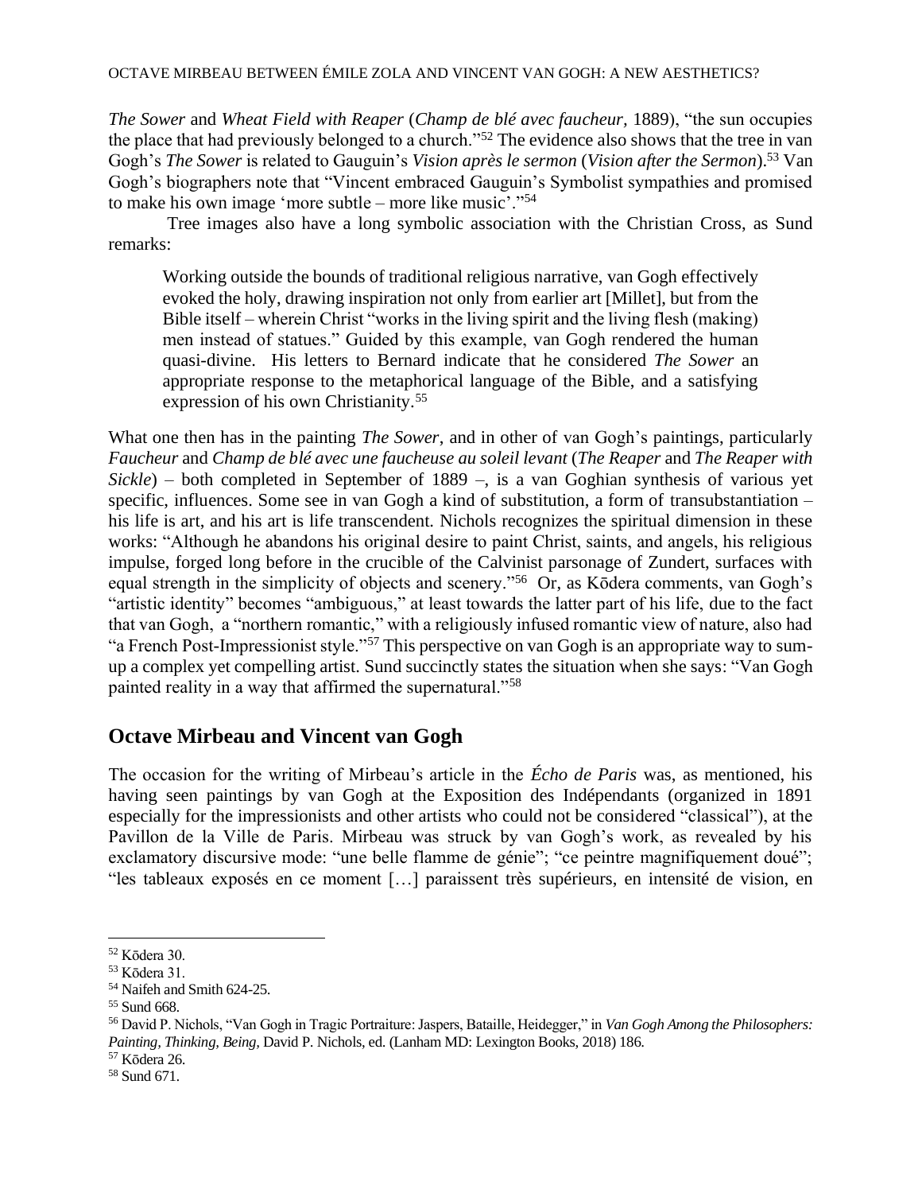*The Sower* and *Wheat Field with Reaper* (*Champ de blé avec faucheur*, 1889), "the sun occupies the place that had previously belonged to a church."[52] The evidence also shows that the tree in van Gogh's *The Sower* is related to Gauguin's *Vision après le sermon* (*Vision after the Sermon*).[53] Van Gogh's biographers note that "Vincent embraced Gauguin's Symbolist sympathies and promised to make his own image 'more subtle – more like music'."[54]

Tree images also have a long symbolic association with the Christian Cross, as Sund remarks:

> Working outside the bounds of traditional religious narrative, van Gogh effectively evoked the holy, drawing inspiration not only from earlier art [Millet], but from the Bible itself – wherein Christ "works in the living spirit and the living flesh (making) men instead of statues." Guided by this example, van Gogh rendered the human quasi-divine. His letters to Bernard indicate that he considered *The Sower* an appropriate response to the metaphorical language of the Bible, and a satisfying expression of his own Christianity.[55]

What one then has in the painting *The Sower*, and in other of van Gogh's paintings, particularly *Faucheur* and *Champ de blé avec une faucheuse au soleil levant* (*The Reaper* and *The Reaper with Sickle*) – both completed in September of 1889 –, is a van Goghian synthesis of various yet specific, influences. Some see in van Gogh a kind of substitution, a form of transubstantiation – his life is art, and his art is life transcendent. Nichols recognizes the spiritual dimension in these works: "Although he abandons his original desire to paint Christ, saints, and angels, his religious impulse, forged long before in the crucible of the Calvinist parsonage of Zundert, surfaces with equal strength in the simplicity of objects and scenery."[56] Or, as Kōdera comments, van Gogh's "artistic identity" becomes "ambiguous," at least towards the latter part of his life, due to the fact that van Gogh, a "northern romantic," with a religiously infused romantic view of nature, also had "a French Post-Impressionist style."[57] This perspective on van Gogh is an appropriate way to sum-up a complex yet compelling artist. Sund succinctly states the situation when she says: "Van Gogh painted reality in a way that affirmed the supernatural."[58]

## Octave Mirbeau and Vincent van Gogh

The occasion for the writing of Mirbeau's article in the *Écho de Paris* was, as mentioned, his having seen paintings by van Gogh at the Exposition des Indépendants (organized in 1891 especially for the impressionists and other artists who could not be considered "classical"), at the Pavillon de la Ville de Paris. Mirbeau was struck by van Gogh's work, as revealed by his exclamatory discursive mode: "une belle flamme de génie"; "ce peintre magnifiquement doué"; "les tableaux exposés en ce moment […] paraissent très supérieurs, en intensité de vision, en

---

[52] Kōdera 30.

[53] Kōdera 31.

[54] Naifeh and Smith 624-25.

[55] Sund 668.

[56] David P. Nichols, "Van Gogh in Tragic Portraiture: Jaspers, Bataille, Heidegger," in *Van Gogh Among the Philosophers: Painting, Thinking, Being*, David P. Nichols, ed. (Lanham MD: Lexington Books, 2018) 186.

[57] Kōdera 26.

[58] Sund 671.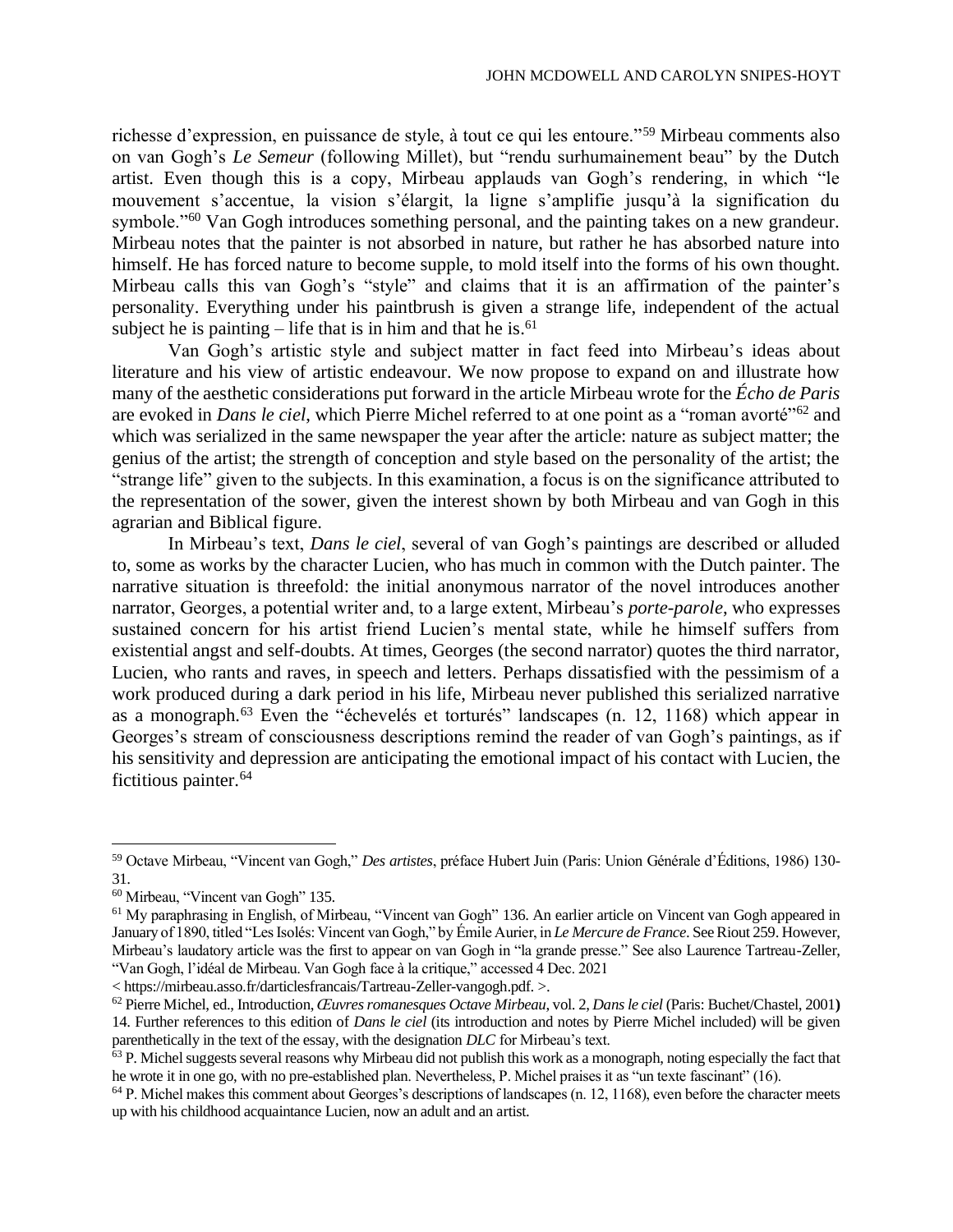richesse d'expression, en puissance de style, à tout ce qui les entoure."[59] Mirbeau comments also on van Gogh's *Le Semeur* (following Millet), but "rendu surhumainement beau" by the Dutch artist. Even though this is a copy, Mirbeau applauds van Gogh's rendering, in which "le mouvement s'accentue, la vision s'élargit, la ligne s'amplifie jusqu'à la signification du symbole."[60] Van Gogh introduces something personal, and the painting takes on a new grandeur. Mirbeau notes that the painter is not absorbed in nature, but rather he has absorbed nature into himself. He has forced nature to become supple, to mold itself into the forms of his own thought. Mirbeau calls this van Gogh's "style" and claims that it is an affirmation of the painter's personality. Everything under his paintbrush is given a strange life, independent of the actual subject he is painting – life that is in him and that he is.[61]

Van Gogh's artistic style and subject matter in fact feed into Mirbeau's ideas about literature and his view of artistic endeavour. We now propose to expand on and illustrate how many of the aesthetic considerations put forward in the article Mirbeau wrote for the *Écho de Paris* are evoked in *Dans le ciel*, which Pierre Michel referred to at one point as a "roman avorté"[62] and which was serialized in the same newspaper the year after the article: nature as subject matter; the genius of the artist; the strength of conception and style based on the personality of the artist; the "strange life" given to the subjects. In this examination, a focus is on the significance attributed to the representation of the sower, given the interest shown by both Mirbeau and van Gogh in this agrarian and Biblical figure.

In Mirbeau's text, *Dans le ciel*, several of van Gogh's paintings are described or alluded to, some as works by the character Lucien, who has much in common with the Dutch painter. The narrative situation is threefold: the initial anonymous narrator of the novel introduces another narrator, Georges, a potential writer and, to a large extent, Mirbeau's *porte-parole*, who expresses sustained concern for his artist friend Lucien's mental state, while he himself suffers from existential angst and self-doubts. At times, Georges (the second narrator) quotes the third narrator, Lucien, who rants and raves, in speech and letters. Perhaps dissatisfied with the pessimism of a work produced during a dark period in his life, Mirbeau never published this serialized narrative as a monograph.[63] Even the "échevelés et torturés" landscapes (n. 12, 1168) which appear in Georges's stream of consciousness descriptions remind the reader of van Gogh's paintings, as if his sensitivity and depression are anticipating the emotional impact of his contact with Lucien, the fictitious painter.[64]

---

[59] Octave Mirbeau, "Vincent van Gogh," *Des artistes*, préface Hubert Juin (Paris: Union Générale d'Éditions, 1986) 130-31.

[60] Mirbeau, "Vincent van Gogh" 135.

[61] My paraphrasing in English, of Mirbeau, "Vincent van Gogh" 136. An earlier article on Vincent van Gogh appeared in January of 1890, titled "Les Isolés: Vincent van Gogh," by Émile Aurier, in *Le Mercure de France*. See Riout 259. However, Mirbeau's laudatory article was the first to appear on van Gogh in "la grande presse." See also Laurence Tartreau-Zeller, "Van Gogh, l'idéal de Mirbeau. Van Gogh face à la critique," accessed 4 Dec. 2021 < https://mirbeau.asso.fr/darticlesfrancais/Tartreau-Zeller-vangogh.pdf. >.

[62] Pierre Michel, ed., Introduction, *Œuvres romanesques Octave Mirbeau*, vol. 2, *Dans le ciel* (Paris: Buchet/Chastel, 2001) 14. Further references to this edition of *Dans le ciel* (its introduction and notes by Pierre Michel included) will be given parenthetically in the text of the essay, with the designation *DLC* for Mirbeau's text.

[63] P. Michel suggests several reasons why Mirbeau did not publish this work as a monograph, noting especially the fact that he wrote it in one go, with no pre-established plan. Nevertheless, P. Michel praises it as "un texte fascinant" (16).

[64] P. Michel makes this comment about Georges's descriptions of landscapes (n. 12, 1168), even before the character meets up with his childhood acquaintance Lucien, now an adult and an artist.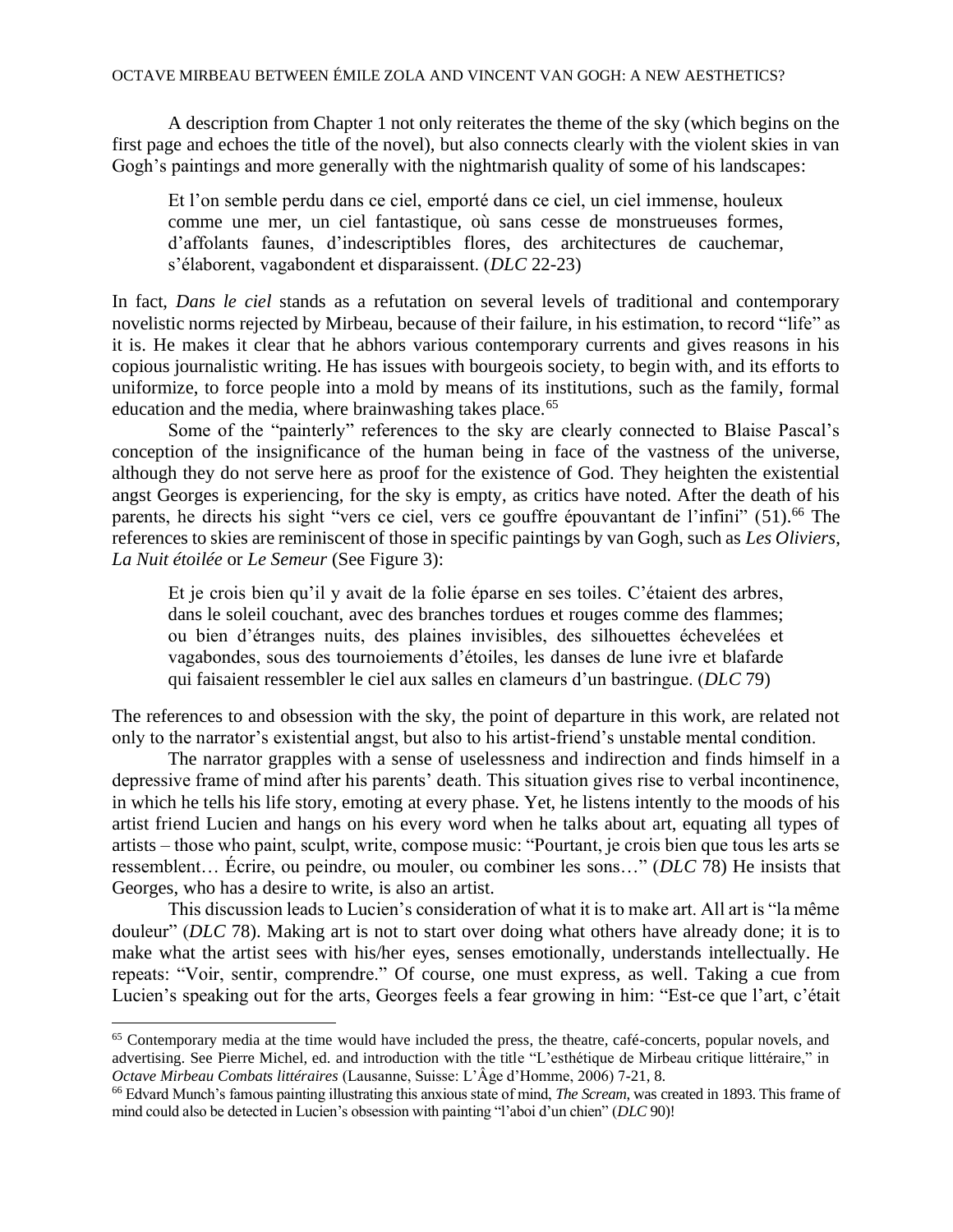A description from Chapter 1 not only reiterates the theme of the sky (which begins on the first page and echoes the title of the novel), but also connects clearly with the violent skies in van Gogh's paintings and more generally with the nightmarish quality of some of his landscapes:

> Et l'on semble perdu dans ce ciel, emporté dans ce ciel, un ciel immense, houleux comme une mer, un ciel fantastique, où sans cesse de monstrueuses formes, d'affolants faunes, d'indescriptibles flores, des architectures de cauchemar, s'élaborent, vagabondent et disparaissent. (*DLC* 22-23)

In fact, *Dans le ciel* stands as a refutation on several levels of traditional and contemporary novelistic norms rejected by Mirbeau, because of their failure, in his estimation, to record "life" as it is. He makes it clear that he abhors various contemporary currents and gives reasons in his copious journalistic writing. He has issues with bourgeois society, to begin with, and its efforts to uniformize, to force people into a mold by means of its institutions, such as the family, formal education and the media, where brainwashing takes place.[65]

Some of the "painterly" references to the sky are clearly connected to Blaise Pascal's conception of the insignificance of the human being in face of the vastness of the universe, although they do not serve here as proof for the existence of God. They heighten the existential angst Georges is experiencing, for the sky is empty, as critics have noted. After the death of his parents, he directs his sight "vers ce ciel, vers ce gouffre épouvantant de l'infini" (51).[66] The references to skies are reminiscent of those in specific paintings by van Gogh, such as *Les Oliviers*, *La Nuit étoilée* or *Le Semeur* (See Figure 3):

> Et je crois bien qu'il y avait de la folie éparse en ses toiles. C'étaient des arbres, dans le soleil couchant, avec des branches tordues et rouges comme des flammes; ou bien d'étranges nuits, des plaines invisibles, des silhouettes échevelées et vagabondes, sous des tournoiements d'étoiles, les danses de lune ivre et blafarde qui faisaient ressembler le ciel aux salles en clameurs d'un bastringue. (*DLC* 79)

The references to and obsession with the sky, the point of departure in this work, are related not only to the narrator's existential angst, but also to his artist-friend's unstable mental condition.

The narrator grapples with a sense of uselessness and indirection and finds himself in a depressive frame of mind after his parents' death. This situation gives rise to verbal incontinence, in which he tells his life story, emoting at every phase. Yet, he listens intently to the moods of his artist friend Lucien and hangs on his every word when he talks about art, equating all types of artists – those who paint, sculpt, write, compose music: "Pourtant, je crois bien que tous les arts se ressemblent… Écrire, ou peindre, ou mouler, ou combiner les sons…" (*DLC* 78) He insists that Georges, who has a desire to write, is also an artist.

This discussion leads to Lucien's consideration of what it is to make art. All art is "la même douleur" (*DLC* 78). Making art is not to start over doing what others have already done; it is to make what the artist sees with his/her eyes, senses emotionally, understands intellectually. He repeats: "Voir, sentir, comprendre." Of course, one must express, as well. Taking a cue from Lucien's speaking out for the arts, Georges feels a fear growing in him: "Est-ce que l'art, c'était

---

[65] Contemporary media at the time would have included the press, the theatre, café-concerts, popular novels, and advertising. See Pierre Michel, ed. and introduction with the title "L'esthétique de Mirbeau critique littéraire," in *Octave Mirbeau Combats littéraires* (Lausanne, Suisse: L'Âge d'Homme, 2006) 7-21, 8.

[66] Edvard Munch's famous painting illustrating this anxious state of mind, *The Scream*, was created in 1893. This frame of mind could also be detected in Lucien's obsession with painting "l'aboi d'un chien" (*DLC* 90)!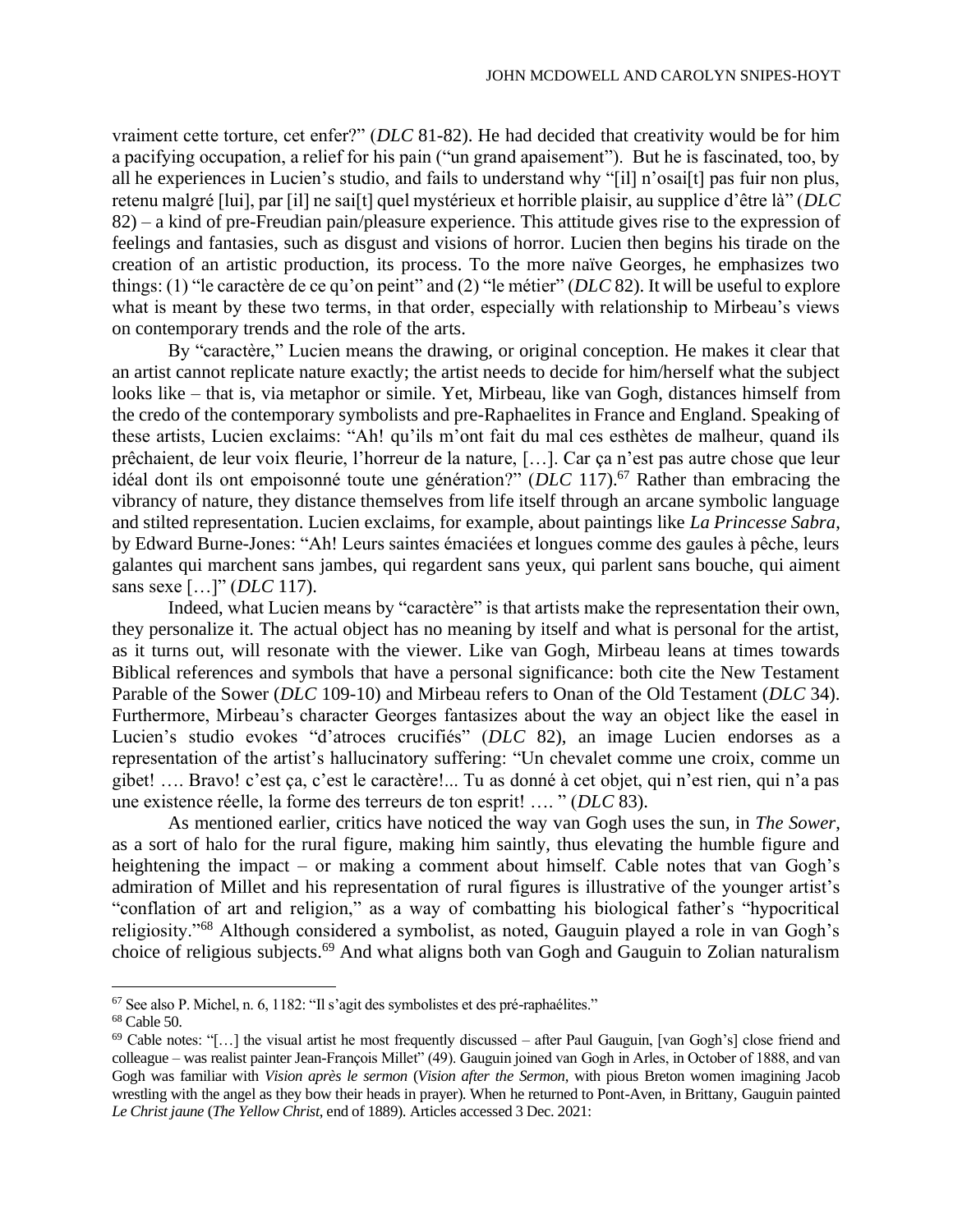vraiment cette torture, cet enfer?" (*DLC* 81-82). He had decided that creativity would be for him a pacifying occupation, a relief for his pain ("un grand apaisement"). But he is fascinated, too, by all he experiences in Lucien's studio, and fails to understand why "[il] n'osai[t] pas fuir non plus, retenu malgré [lui], par [il] ne sai[t] quel mystérieux et horrible plaisir, au supplice d'être là" (*DLC* 82) – a kind of pre-Freudian pain/pleasure experience. This attitude gives rise to the expression of feelings and fantasies, such as disgust and visions of horror. Lucien then begins his tirade on the creation of an artistic production, its process. To the more naïve Georges, he emphasizes two things: (1) "le caractère de ce qu'on peint" and (2) "le métier" (*DLC* 82). It will be useful to explore what is meant by these two terms, in that order, especially with relationship to Mirbeau's views on contemporary trends and the role of the arts.

By "caractère," Lucien means the drawing, or original conception. He makes it clear that an artist cannot replicate nature exactly; the artist needs to decide for him/herself what the subject looks like – that is, via metaphor or simile. Yet, Mirbeau, like van Gogh, distances himself from the credo of the contemporary symbolists and pre-Raphaelites in France and England. Speaking of these artists, Lucien exclaims: "Ah! qu'ils m'ont fait du mal ces esthètes de malheur, quand ils prêchaient, de leur voix fleurie, l'horreur de la nature, […]. Car ça n'est pas autre chose que leur idéal dont ils ont empoisonné toute une génération?" (*DLC* 117).[67] Rather than embracing the vibrancy of nature, they distance themselves from life itself through an arcane symbolic language and stilted representation. Lucien exclaims, for example, about paintings like *La Princesse Sabra*, by Edward Burne-Jones: "Ah! Leurs saintes émaciées et longues comme des gaules à pêche, leurs galantes qui marchent sans jambes, qui regardent sans yeux, qui parlent sans bouche, qui aiment sans sexe […]" (*DLC* 117).

Indeed, what Lucien means by "caractère" is that artists make the representation their own, they personalize it. The actual object has no meaning by itself and what is personal for the artist, as it turns out, will resonate with the viewer. Like van Gogh, Mirbeau leans at times towards Biblical references and symbols that have a personal significance: both cite the New Testament Parable of the Sower (*DLC* 109-10) and Mirbeau refers to Onan of the Old Testament (*DLC* 34). Furthermore, Mirbeau's character Georges fantasizes about the way an object like the easel in Lucien's studio evokes "d'atroces crucifiés" (*DLC* 82), an image Lucien endorses as a representation of the artist's hallucinatory suffering: "Un chevalet comme une croix, comme un gibet! …. Bravo! c'est ça, c'est le caractère!... Tu as donné à cet objet, qui n'est rien, qui n'a pas une existence réelle, la forme des terreurs de ton esprit! …. " (*DLC* 83).

As mentioned earlier, critics have noticed the way van Gogh uses the sun, in *The Sower*, as a sort of halo for the rural figure, making him saintly, thus elevating the humble figure and heightening the impact – or making a comment about himself. Cable notes that van Gogh's admiration of Millet and his representation of rural figures is illustrative of the younger artist's "conflation of art and religion," as a way of combatting his biological father's "hypocritical religiosity."[68] Although considered a symbolist, as noted, Gauguin played a role in van Gogh's choice of religious subjects.[69] And what aligns both van Gogh and Gauguin to Zolian naturalism

---

[67] See also P. Michel, n. 6, 1182: "Il s'agit des symbolistes et des pré-raphaélites."

[68] Cable 50.

[69] Cable notes: "[…] the visual artist he most frequently discussed – after Paul Gauguin, [van Gogh's] close friend and colleague – was realist painter Jean-François Millet" (49). Gauguin joined van Gogh in Arles, in October of 1888, and van Gogh was familiar with *Vision après le sermon* (*Vision after the Sermon*, with pious Breton women imagining Jacob wrestling with the angel as they bow their heads in prayer). When he returned to Pont-Aven, in Brittany, Gauguin painted *Le Christ jaune* (*The Yellow Christ*, end of 1889). Articles accessed 3 Dec. 2021: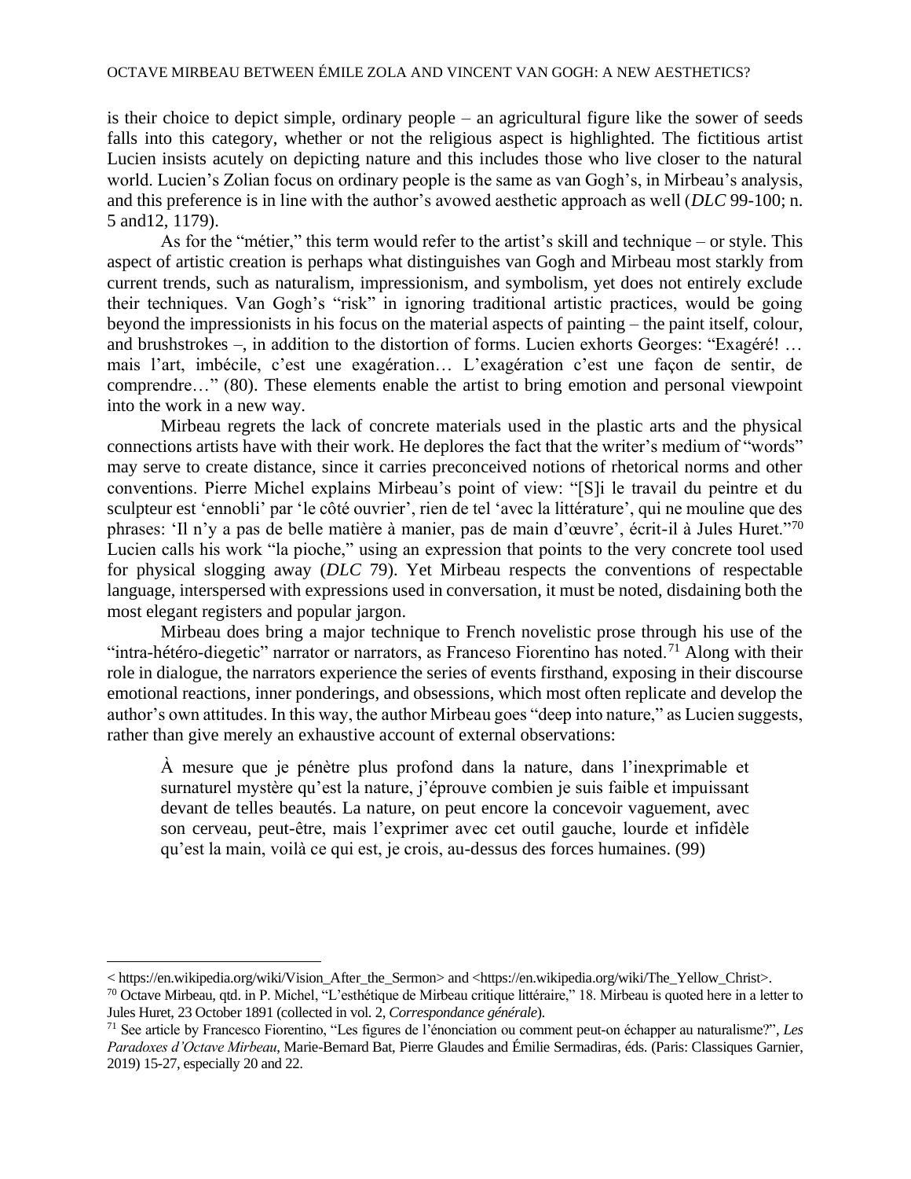is their choice to depict simple, ordinary people – an agricultural figure like the sower of seeds falls into this category, whether or not the religious aspect is highlighted. The fictitious artist Lucien insists acutely on depicting nature and this includes those who live closer to the natural world. Lucien's Zolian focus on ordinary people is the same as van Gogh's, in Mirbeau's analysis, and this preference is in line with the author's avowed aesthetic approach as well (*DLC* 99-100; n. 5 and12, 1179).

As for the "métier," this term would refer to the artist's skill and technique – or style. This aspect of artistic creation is perhaps what distinguishes van Gogh and Mirbeau most starkly from current trends, such as naturalism, impressionism, and symbolism, yet does not entirely exclude their techniques. Van Gogh's "risk" in ignoring traditional artistic practices, would be going beyond the impressionists in his focus on the material aspects of painting – the paint itself, colour, and brushstrokes –, in addition to the distortion of forms. Lucien exhorts Georges: "Exagéré! … mais l'art, imbécile, c'est une exagération… L'exagération c'est une façon de sentir, de comprendre…" (80). These elements enable the artist to bring emotion and personal viewpoint into the work in a new way.

Mirbeau regrets the lack of concrete materials used in the plastic arts and the physical connections artists have with their work. He deplores the fact that the writer's medium of "words" may serve to create distance, since it carries preconceived notions of rhetorical norms and other conventions. Pierre Michel explains Mirbeau's point of view: "[S]i le travail du peintre et du sculpteur est 'ennobli' par 'le côté ouvrier', rien de tel 'avec la littérature', qui ne mouline que des phrases: 'Il n'y a pas de belle matière à manier, pas de main d'œuvre', écrit-il à Jules Huret."[70] Lucien calls his work "la pioche," using an expression that points to the very concrete tool used for physical slogging away (*DLC* 79). Yet Mirbeau respects the conventions of respectable language, interspersed with expressions used in conversation, it must be noted, disdaining both the most elegant registers and popular jargon.

Mirbeau does bring a major technique to French novelistic prose through his use of the "intra-hétéro-diegetic" narrator or narrators, as Franceso Fiorentino has noted.[71] Along with their role in dialogue, the narrators experience the series of events firsthand, exposing in their discourse emotional reactions, inner ponderings, and obsessions, which most often replicate and develop the author's own attitudes. In this way, the author Mirbeau goes "deep into nature," as Lucien suggests, rather than give merely an exhaustive account of external observations:

> À mesure que je pénètre plus profond dans la nature, dans l'inexprimable et surnaturel mystère qu'est la nature, j'éprouve combien je suis faible et impuissant devant de telles beautés. La nature, on peut encore la concevoir vaguement, avec son cerveau, peut-être, mais l'exprimer avec cet outil gauche, lourde et infidèle qu'est la main, voilà ce qui est, je crois, au-dessus des forces humaines. (99)

---

< https://en.wikipedia.org/wiki/Vision_After_the_Sermon> and <https://en.wikipedia.org/wiki/The_Yellow_Christ>.

[70] Octave Mirbeau, qtd. in P. Michel, "L'esthétique de Mirbeau critique littéraire," 18. Mirbeau is quoted here in a letter to Jules Huret, 23 October 1891 (collected in vol. 2, *Correspondance générale*).

[71] See article by Francesco Fiorentino, "Les figures de l'énonciation ou comment peut-on échapper au naturalisme?", *Les Paradoxes d'Octave Mirbeau*, Marie-Bernard Bat, Pierre Glaudes and Émilie Sermadiras, éds. (Paris: Classiques Garnier, 2019) 15-27, especially 20 and 22.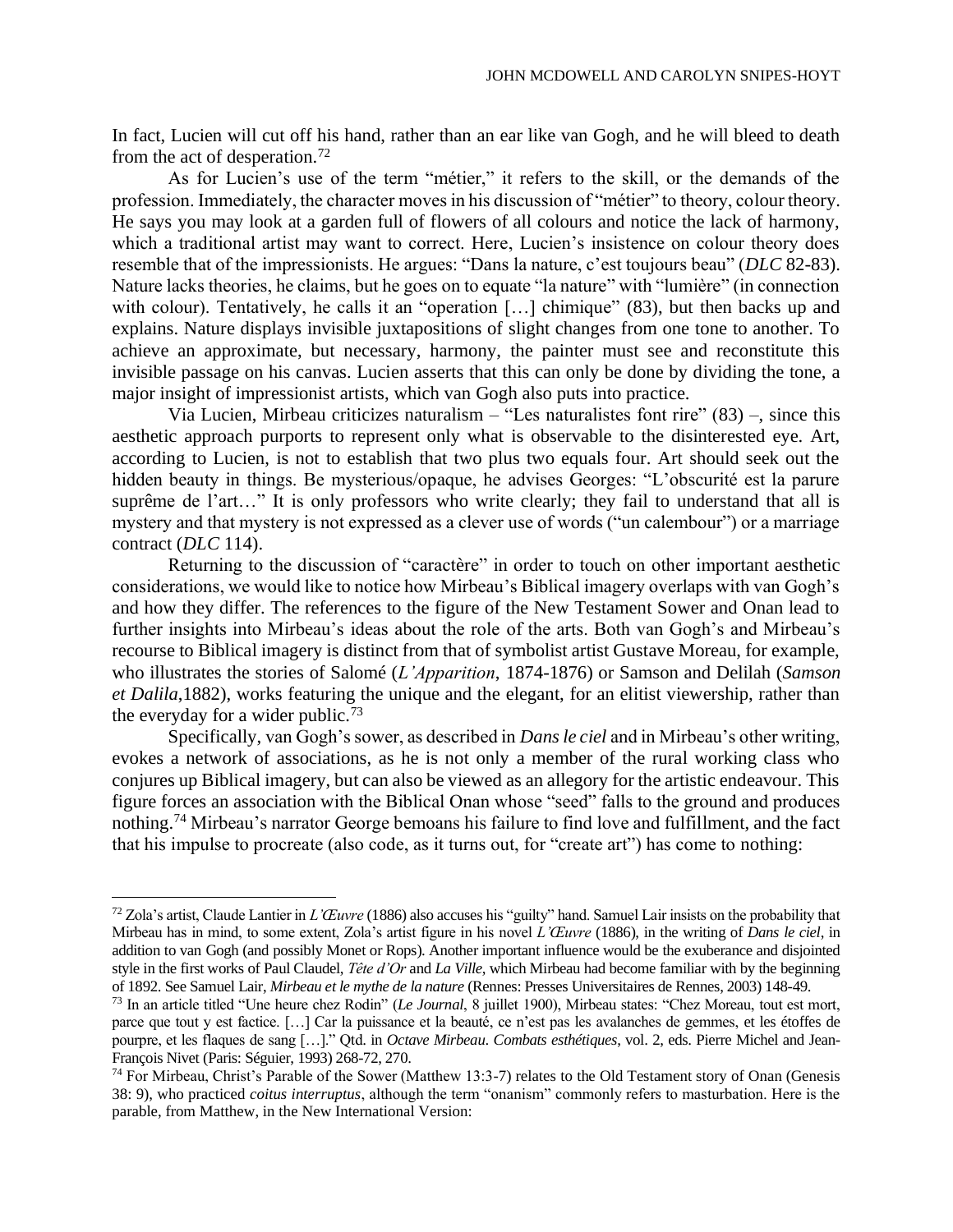In fact, Lucien will cut off his hand, rather than an ear like van Gogh, and he will bleed to death from the act of desperation.[72]

As for Lucien's use of the term "métier," it refers to the skill, or the demands of the profession. Immediately, the character moves in his discussion of "métier" to theory, colour theory. He says you may look at a garden full of flowers of all colours and notice the lack of harmony, which a traditional artist may want to correct. Here, Lucien's insistence on colour theory does resemble that of the impressionists. He argues: "Dans la nature, c'est toujours beau" (*DLC* 82-83). Nature lacks theories, he claims, but he goes on to equate "la nature" with "lumière" (in connection with colour). Tentatively, he calls it an "operation […] chimique" (83), but then backs up and explains. Nature displays invisible juxtapositions of slight changes from one tone to another. To achieve an approximate, but necessary, harmony, the painter must see and reconstitute this invisible passage on his canvas. Lucien asserts that this can only be done by dividing the tone, a major insight of impressionist artists, which van Gogh also puts into practice.

Via Lucien, Mirbeau criticizes naturalism – "Les naturalistes font rire" (83) –, since this aesthetic approach purports to represent only what is observable to the disinterested eye. Art, according to Lucien, is not to establish that two plus two equals four. Art should seek out the hidden beauty in things. Be mysterious/opaque, he advises Georges: "L'obscurité est la parure suprême de l'art…" It is only professors who write clearly; they fail to understand that all is mystery and that mystery is not expressed as a clever use of words ("un calembour") or a marriage contract (*DLC* 114).

Returning to the discussion of "caractère" in order to touch on other important aesthetic considerations, we would like to notice how Mirbeau's Biblical imagery overlaps with van Gogh's and how they differ. The references to the figure of the New Testament Sower and Onan lead to further insights into Mirbeau's ideas about the role of the arts. Both van Gogh's and Mirbeau's recourse to Biblical imagery is distinct from that of symbolist artist Gustave Moreau, for example, who illustrates the stories of Salomé (*L'Apparition*, 1874-1876) or Samson and Delilah (*Samson et Dalila*,1882), works featuring the unique and the elegant, for an elitist viewership, rather than the everyday for a wider public.[73]

Specifically, van Gogh's sower, as described in *Dans le ciel* and in Mirbeau's other writing, evokes a network of associations, as he is not only a member of the rural working class who conjures up Biblical imagery, but can also be viewed as an allegory for the artistic endeavour. This figure forces an association with the Biblical Onan whose "seed" falls to the ground and produces nothing.[74] Mirbeau's narrator George bemoans his failure to find love and fulfillment, and the fact that his impulse to procreate (also code, as it turns out, for "create art") has come to nothing:

---

[72] Zola's artist, Claude Lantier in *L'Œuvre* (1886) also accuses his "guilty" hand. Samuel Lair insists on the probability that Mirbeau has in mind, to some extent, Zola's artist figure in his novel *L'Œuvre* (1886), in the writing of *Dans le ciel*, in addition to van Gogh (and possibly Monet or Rops). Another important influence would be the exuberance and disjointed style in the first works of Paul Claudel, *Tête d'Or* and *La Ville*, which Mirbeau had become familiar with by the beginning of 1892. See Samuel Lair, *Mirbeau et le mythe de la nature* (Rennes: Presses Universitaires de Rennes, 2003) 148-49.

[73] In an article titled "Une heure chez Rodin" (*Le Journal*, 8 juillet 1900), Mirbeau states: "Chez Moreau, tout est mort, parce que tout y est factice. […] Car la puissance et la beauté, ce n'est pas les avalanches de gemmes, et les étoffes de pourpre, et les flaques de sang […]." Qtd. in *Octave Mirbeau. Combats esthétiques*, vol. 2, eds. Pierre Michel and Jean-François Nivet (Paris: Séguier, 1993) 268-72, 270.

[74] For Mirbeau, Christ's Parable of the Sower (Matthew 13:3-7) relates to the Old Testament story of Onan (Genesis 38: 9), who practiced *coitus interruptus*, although the term "onanism" commonly refers to masturbation. Here is the parable, from Matthew, in the New International Version: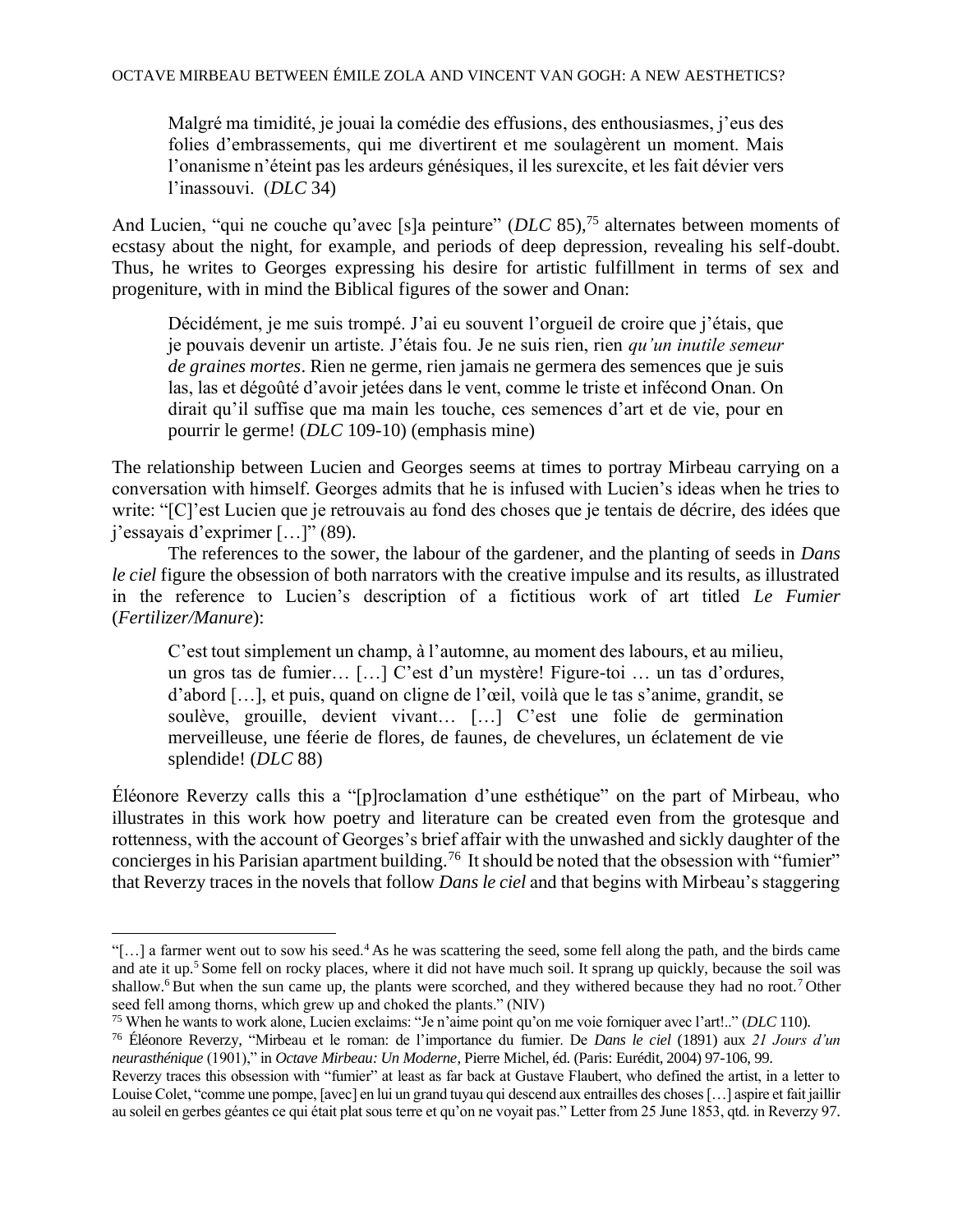> Malgré ma timidité, je jouai la comédie des effusions, des enthousiasmes, j'eus des folies d'embrassements, qui me divertirent et me soulagèrent un moment. Mais l'onanisme n'éteint pas les ardeurs génésiques, il les surexcite, et les fait dévier vers l'inassouvi. (*DLC* 34)

And Lucien, "qui ne couche qu'avec [s]a peinture" (*DLC* 85),[75] alternates between moments of ecstasy about the night, for example, and periods of deep depression, revealing his self-doubt. Thus, he writes to Georges expressing his desire for artistic fulfillment in terms of sex and progeniture, with in mind the Biblical figures of the sower and Onan:

> Décidément, je me suis trompé. J'ai eu souvent l'orgueil de croire que j'étais, que je pouvais devenir un artiste. J'étais fou. Je ne suis rien, rien *qu'un inutile semeur de graines mortes*. Rien ne germe, rien jamais ne germera des semences que je suis las, las et dégoûté d'avoir jetées dans le vent, comme le triste et infécond Onan. On dirait qu'il suffise que ma main les touche, ces semences d'art et de vie, pour en pourrir le germe! (*DLC* 109-10) (emphasis mine)

The relationship between Lucien and Georges seems at times to portray Mirbeau carrying on a conversation with himself. Georges admits that he is infused with Lucien's ideas when he tries to write: "[C]'est Lucien que je retrouvais au fond des choses que je tentais de décrire, des idées que j'essayais d'exprimer […]" (89).

The references to the sower, the labour of the gardener, and the planting of seeds in *Dans le ciel* figure the obsession of both narrators with the creative impulse and its results, as illustrated in the reference to Lucien's description of a fictitious work of art titled *Le Fumier* (*Fertilizer/Manure*):

> C'est tout simplement un champ, à l'automne, au moment des labours, et au milieu, un gros tas de fumier… […] C'est d'un mystère! Figure-toi … un tas d'ordures, d'abord […], et puis, quand on cligne de l'œil, voilà que le tas s'anime, grandit, se soulève, grouille, devient vivant… […] C'est une folie de germination merveilleuse, une féerie de flores, de faunes, de chevelures, un éclatement de vie splendide! (*DLC* 88)

Éléonore Reverzy calls this a "[p]roclamation d'une esthétique" on the part of Mirbeau, who illustrates in this work how poetry and literature can be created even from the grotesque and rottenness, with the account of Georges's brief affair with the unwashed and sickly daughter of the concierges in his Parisian apartment building.[76] It should be noted that the obsession with "fumier" that Reverzy traces in the novels that follow *Dans le ciel* and that begins with Mirbeau's staggering

---

"[…] a farmer went out to sow his seed.[4] As he was scattering the seed, some fell along the path, and the birds came and ate it up.[5] Some fell on rocky places, where it did not have much soil. It sprang up quickly, because the soil was shallow.[6] But when the sun came up, the plants were scorched, and they withered because they had no root.[7] Other seed fell among thorns, which grew up and choked the plants." (NIV)

[75] When he wants to work alone, Lucien exclaims: "Je n'aime point qu'on me voie forniquer avec l'art!.." (*DLC* 110).

[76] Éléonore Reverzy, "Mirbeau et le roman: de l'importance du fumier. De *Dans le ciel* (1891) aux *21 Jours d'un neurasthénique* (1901)," in *Octave Mirbeau: Un Moderne*, Pierre Michel, éd. (Paris: Eurédit, 2004) 97-106, 99.

Reverzy traces this obsession with "fumier" at least as far back at Gustave Flaubert, who defined the artist, in a letter to Louise Colet, "comme une pompe, [avec] en lui un grand tuyau qui descend aux entrailles des choses […] aspire et fait jaillir au soleil en gerbes géantes ce qui était plat sous terre et qu'on ne voyait pas." Letter from 25 June 1853, qtd. in Reverzy 97.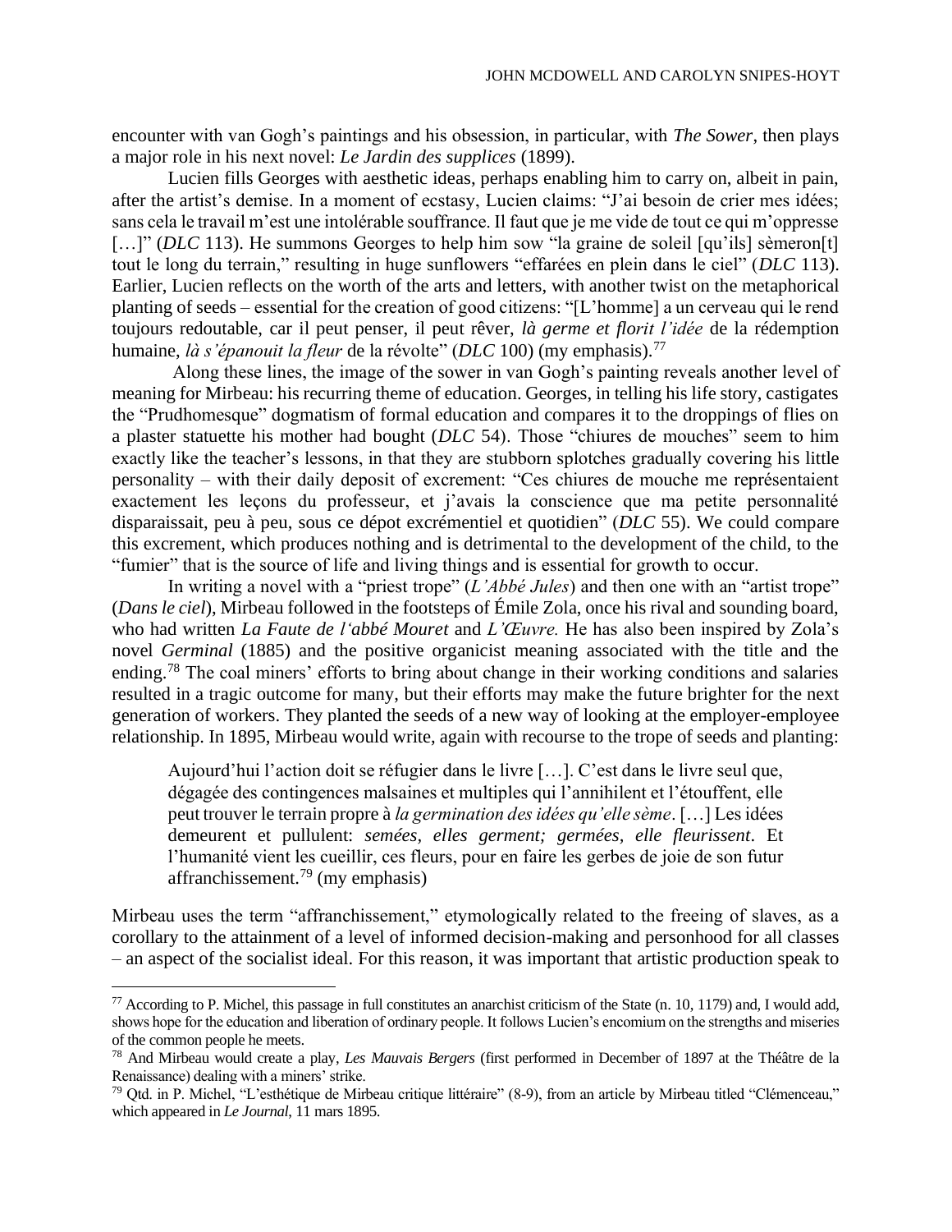encounter with van Gogh's paintings and his obsession, in particular, with *The Sower*, then plays a major role in his next novel: *Le Jardin des supplices* (1899).

Lucien fills Georges with aesthetic ideas, perhaps enabling him to carry on, albeit in pain, after the artist's demise. In a moment of ecstasy, Lucien claims: "J'ai besoin de crier mes idées; sans cela le travail m'est une intolérable souffrance. Il faut que je me vide de tout ce qui m'oppresse […]" (*DLC* 113). He summons Georges to help him sow "la graine de soleil [qu'ils] sèmeron[t] tout le long du terrain," resulting in huge sunflowers "effarées en plein dans le ciel" (*DLC* 113). Earlier, Lucien reflects on the worth of the arts and letters, with another twist on the metaphorical planting of seeds – essential for the creation of good citizens: "[L'homme] a un cerveau qui le rend toujours redoutable, car il peut penser, il peut rêver, *là germe et florit l'idée* de la rédemption humaine, *là s'épanouit la fleur* de la révolte" (*DLC* 100) (my emphasis).[77]

Along these lines, the image of the sower in van Gogh's painting reveals another level of meaning for Mirbeau: his recurring theme of education. Georges, in telling his life story, castigates the "Prudhomesque" dogmatism of formal education and compares it to the droppings of flies on a plaster statuette his mother had bought (*DLC* 54). Those "chiures de mouches" seem to him exactly like the teacher's lessons, in that they are stubborn splotches gradually covering his little personality – with their daily deposit of excrement: "Ces chiures de mouche me représentaient exactement les leçons du professeur, et j'avais la conscience que ma petite personnalité disparaissait, peu à peu, sous ce dépot excrémentiel et quotidien" (*DLC* 55). We could compare this excrement, which produces nothing and is detrimental to the development of the child, to the "fumier" that is the source of life and living things and is essential for growth to occur.

In writing a novel with a "priest trope" (*L'Abbé Jules*) and then one with an "artist trope" (*Dans le ciel*), Mirbeau followed in the footsteps of Émile Zola, once his rival and sounding board, who had written *La Faute de l'abbé Mouret* and *L'Œuvre.* He has also been inspired by Zola's novel *Germinal* (1885) and the positive organicist meaning associated with the title and the ending.[78] The coal miners' efforts to bring about change in their working conditions and salaries resulted in a tragic outcome for many, but their efforts may make the future brighter for the next generation of workers. They planted the seeds of a new way of looking at the employer-employee relationship. In 1895, Mirbeau would write, again with recourse to the trope of seeds and planting:

> Aujourd'hui l'action doit se réfugier dans le livre […]. C'est dans le livre seul que, dégagée des contingences malsaines et multiples qui l'annihilent et l'étouffent, elle peut trouver le terrain propre à *la germination des idées qu'elle sème*. […] Les idées demeurent et pullulent: *semées, elles germent; germées, elle fleurissent*. Et l'humanité vient les cueillir, ces fleurs, pour en faire les gerbes de joie de son futur affranchissement.[79] (my emphasis)

Mirbeau uses the term "affranchissement," etymologically related to the freeing of slaves, as a corollary to the attainment of a level of informed decision-making and personhood for all classes – an aspect of the socialist ideal. For this reason, it was important that artistic production speak to

---

[77] According to P. Michel, this passage in full constitutes an anarchist criticism of the State (n. 10, 1179) and, I would add, shows hope for the education and liberation of ordinary people. It follows Lucien's encomium on the strengths and miseries of the common people he meets.

[78] And Mirbeau would create a play, *Les Mauvais Bergers* (first performed in December of 1897 at the Théâtre de la Renaissance) dealing with a miners' strike.

[79] Qtd. in P. Michel, "L'esthétique de Mirbeau critique littéraire" (8-9), from an article by Mirbeau titled "Clémenceau," which appeared in *Le Journal*, 11 mars 1895.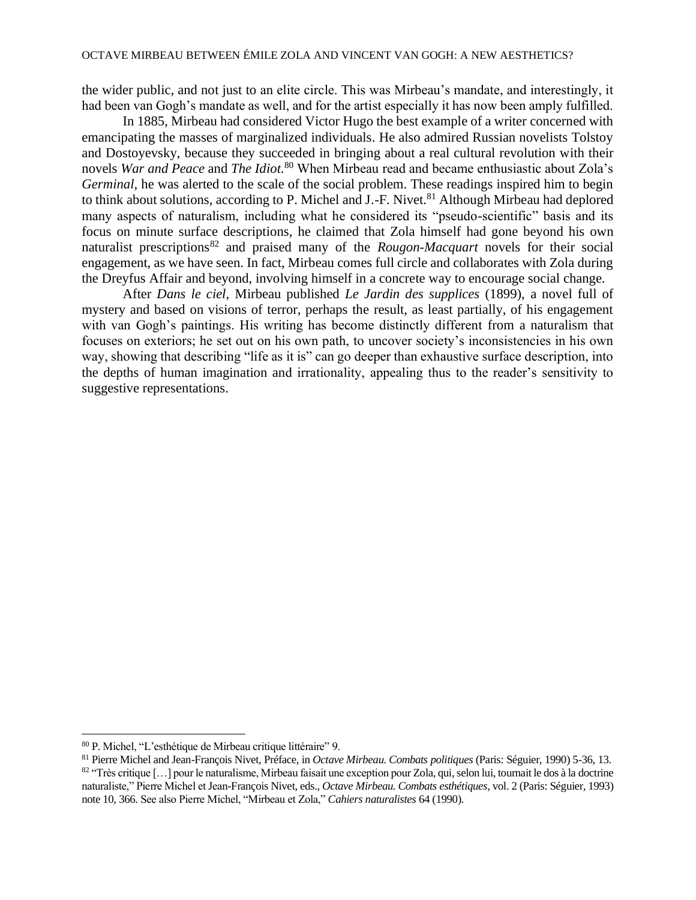the wider public, and not just to an elite circle. This was Mirbeau's mandate, and interestingly, it had been van Gogh's mandate as well, and for the artist especially it has now been amply fulfilled.

In 1885, Mirbeau had considered Victor Hugo the best example of a writer concerned with emancipating the masses of marginalized individuals. He also admired Russian novelists Tolstoy and Dostoyevsky, because they succeeded in bringing about a real cultural revolution with their novels *War and Peace* and *The Idiot*.[80] When Mirbeau read and became enthusiastic about Zola's *Germinal*, he was alerted to the scale of the social problem. These readings inspired him to begin to think about solutions, according to P. Michel and J.-F. Nivet.[81] Although Mirbeau had deplored many aspects of naturalism, including what he considered its "pseudo-scientific" basis and its focus on minute surface descriptions, he claimed that Zola himself had gone beyond his own naturalist prescriptions[82] and praised many of the *Rougon-Macquart* novels for their social engagement, as we have seen. In fact, Mirbeau comes full circle and collaborates with Zola during the Dreyfus Affair and beyond, involving himself in a concrete way to encourage social change.

After *Dans le ciel*, Mirbeau published *Le Jardin des supplices* (1899), a novel full of mystery and based on visions of terror, perhaps the result, as least partially, of his engagement with van Gogh's paintings. His writing has become distinctly different from a naturalism that focuses on exteriors; he set out on his own path, to uncover society's inconsistencies in his own way, showing that describing "life as it is" can go deeper than exhaustive surface description, into the depths of human imagination and irrationality, appealing thus to the reader's sensitivity to suggestive representations.

---

[80] P. Michel, "L'esthétique de Mirbeau critique littéraire" 9.

[81] Pierre Michel and Jean-François Nivet, Préface, in *Octave Mirbeau. Combats politiques* (Paris: Séguier, 1990) 5-36, 13.

[82] "Très critique […] pour le naturalisme, Mirbeau faisait une exception pour Zola, qui, selon lui, tournait le dos à la doctrine naturaliste," Pierre Michel et Jean-François Nivet, eds., *Octave Mirbeau. Combats esthétiques*, vol. 2 (Paris: Séguier, 1993) note 10, 366. See also Pierre Michel, "Mirbeau et Zola," *Cahiers naturalistes* 64 (1990).